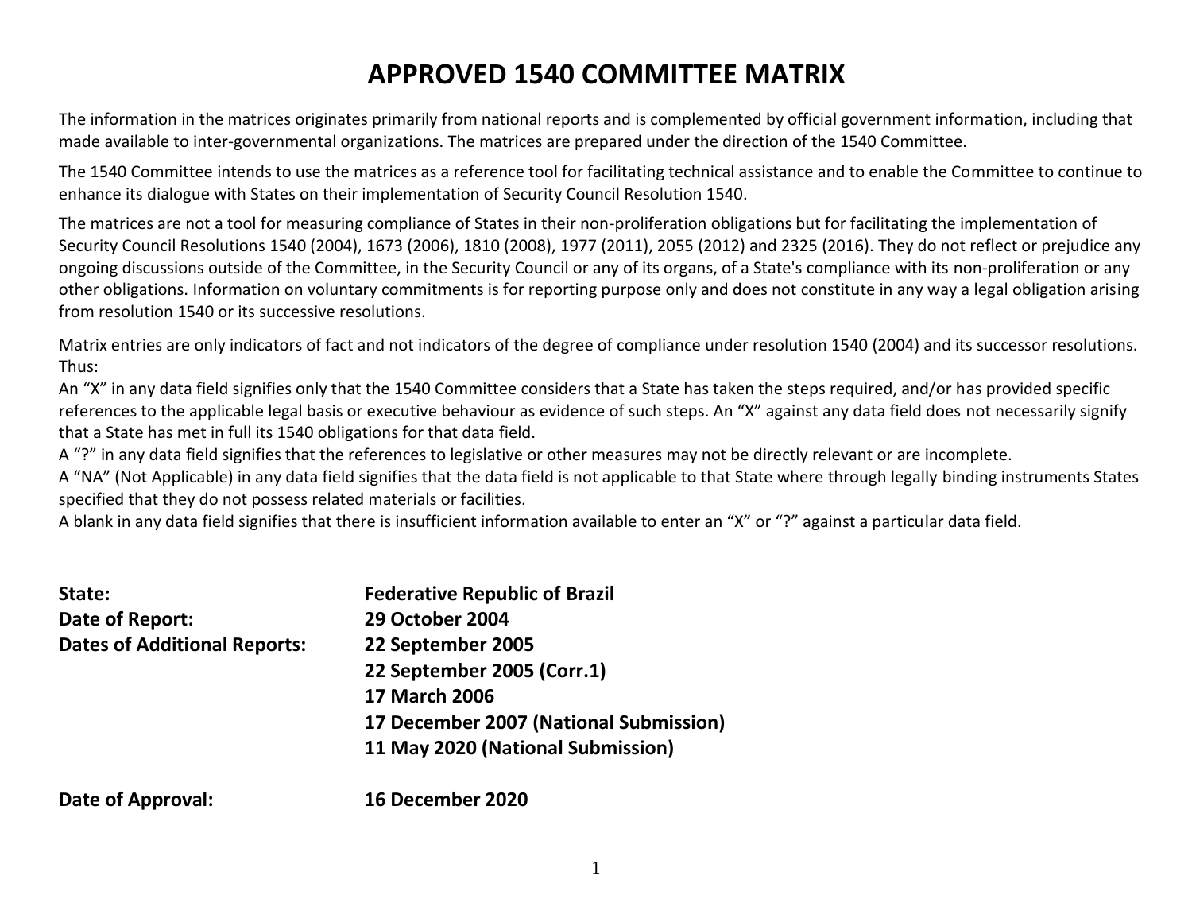# APPROVED 1540 COMMITTEE MATRIX

The information in the matrices originates primarily from national reports and is complemented by official government information, including that made available to inter-governmental organizations. The matrices are prepared under the direction of the 1540 Committee.

The 1540 Committee intends to use the matrices as a reference tool for facilitating technical assistance and to enable the Committee to continue to enhance its dialogue with States on their implementation of Security Council Resolution 1540.

The matrices are not a tool for measuring compliance of States in their non-proliferation obligations but for facilitating the implementation of Security Council Resolutions 1540 (2004), 1673 (2006), 1810 (2008), 1977 (2011), 2055 (2012) and 2325 (2016). They do not reflect or prejudice any ongoing discussions outside of the Committee, in the Security Council or any of its organs, of a State's compliance with its non-proliferation or any other obligations. Information on voluntary commitments is for reporting purpose only and does not constitute in any way a legal obligation arising from resolution 1540 or its successive resolutions.

Matrix entries are only indicators of fact and not indicators of the degree of compliance under resolution 1540 (2004) and its successor resolutions. Thus:

An "X" in any data field signifies only that the 1540 Committee considers that a State has taken the steps required, and/or has provided specific references to the applicable legal basis or executive behaviour as evidence of such steps. An "X" against any data field does not necessarily signify that a State has met in full its 1540 obligations for that data field.

A "?" in any data field signifies that the references to legislative or other measures may not be directly relevant or are incomplete.

A "NA" (Not Applicable) in any data field signifies that the data field is not applicable to that State where through legally binding instruments States specified that they do not possess related materials or facilities.

A blank in any data field signifies that there is insufficient information available to enter an "X" or "?" against a particular data field.

**State:** **Federative Republic of Brazil**

**Date of Report:** **29 October 2004**

**Dates of Additional Reports:** **22 September 2005**
**22 September 2005 (Corr.1)**
**17 March 2006**
**17 December 2007 (National Submission)**
**11 May 2020 (National Submission)**

**Date of Approval:** **16 December 2020**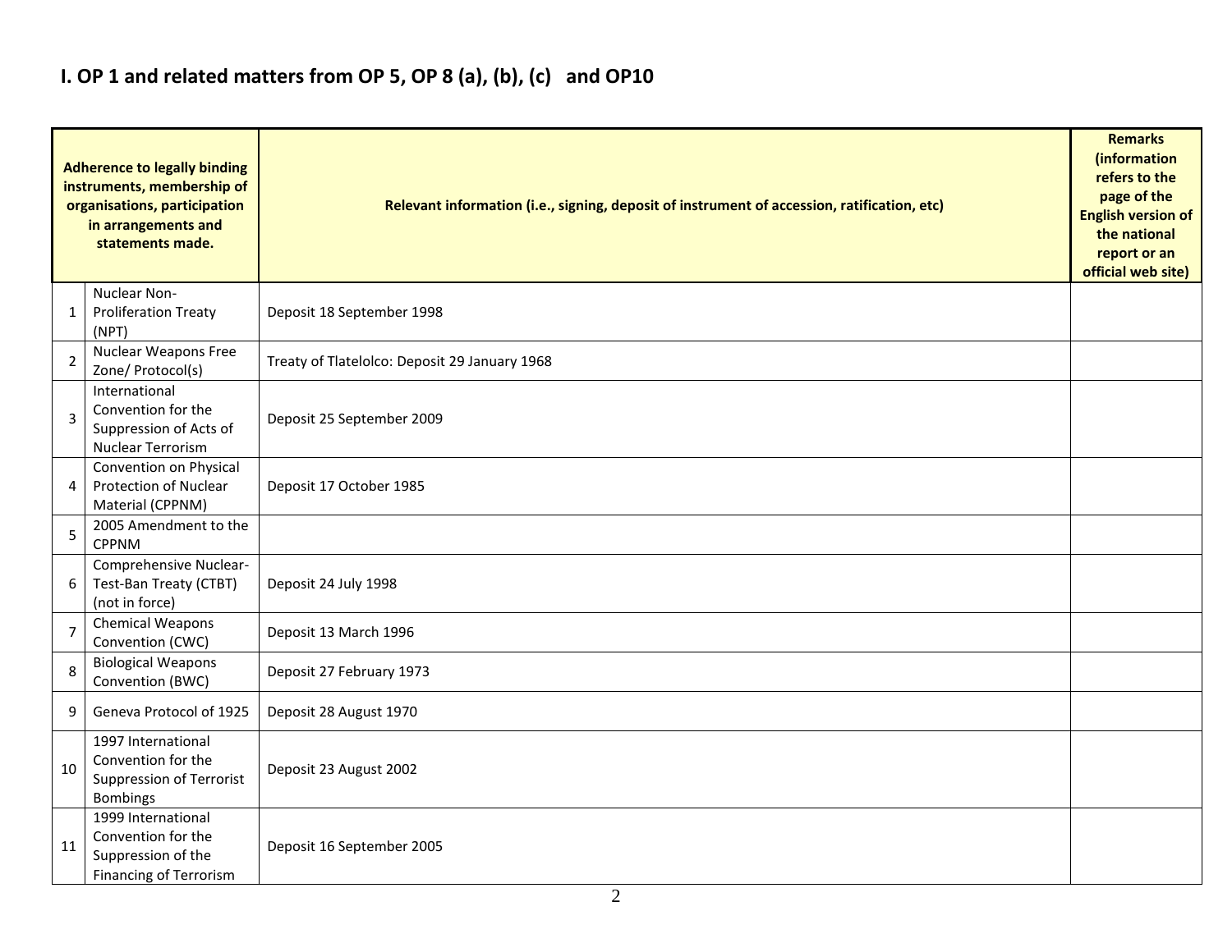## I. OP 1 and related matters from OP 5, OP 8 (a), (b), (c) and OP10

| | Adherence to legally binding instruments, membership of organisations, participation in arrangements and statements made. | Relevant information (i.e., signing, deposit of instrument of accession, ratification, etc) | Remarks (information refers to the page of the English version of the national report or an official web site) |
|---|---|---|---|
| 1 | Nuclear Non-Proliferation Treaty (NPT) | Deposit 18 September 1998 | |
| 2 | Nuclear Weapons Free Zone/ Protocol(s) | Treaty of Tlatelolco: Deposit 29 January 1968 | |
| 3 | International Convention for the Suppression of Acts of Nuclear Terrorism | Deposit 25 September 2009 | |
| 4 | Convention on Physical Protection of Nuclear Material (CPPNM) | Deposit 17 October 1985 | |
| 5 | 2005 Amendment to the CPPNM | | |
| 6 | Comprehensive Nuclear-Test-Ban Treaty (CTBT) (not in force) | Deposit 24 July 1998 | |
| 7 | Chemical Weapons Convention (CWC) | Deposit 13 March 1996 | |
| 8 | Biological Weapons Convention (BWC) | Deposit 27 February 1973 | |
| 9 | Geneva Protocol of 1925 | Deposit 28 August 1970 | |
| 10 | 1997 International Convention for the Suppression of Terrorist Bombings | Deposit 23 August 2002 | |
| 11 | 1999 International Convention for the Suppression of the Financing of Terrorism | Deposit 16 September 2005 | |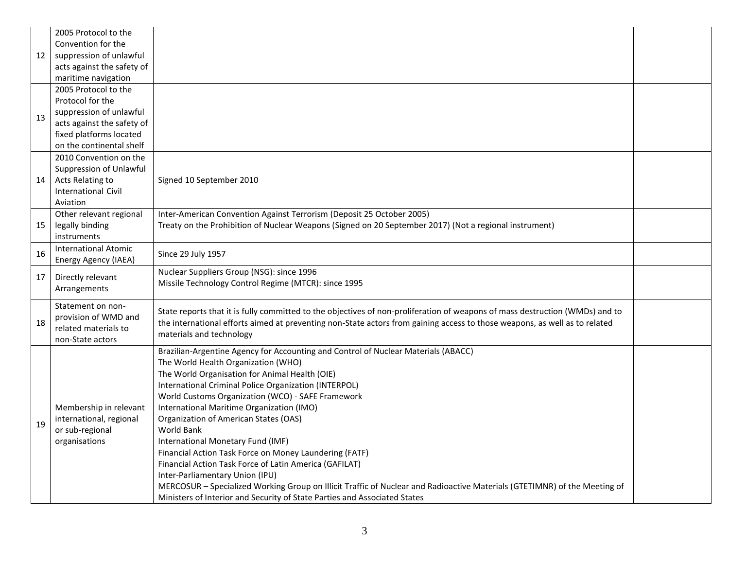| | | | |
|---|---|---|---|
| 12 | 2005 Protocol to the Convention for the suppression of unlawful acts against the safety of maritime navigation | | |
| 13 | 2005 Protocol to the Protocol for the suppression of unlawful acts against the safety of fixed platforms located on the continental shelf | | |
| 14 | 2010 Convention on the Suppression of Unlawful Acts Relating to International Civil Aviation | Signed 10 September 2010 | |
| 15 | Other relevant regional legally binding instruments | Inter-American Convention Against Terrorism (Deposit 25 October 2005)<br>Treaty on the Prohibition of Nuclear Weapons (Signed on 20 September 2017) (Not a regional instrument) | |
| 16 | International Atomic Energy Agency (IAEA) | Since 29 July 1957 | |
| 17 | Directly relevant Arrangements | Nuclear Suppliers Group (NSG): since 1996<br>Missile Technology Control Regime (MTCR): since 1995 | |
| 18 | Statement on non-provision of WMD and related materials to non-State actors | State reports that it is fully committed to the objectives of non-proliferation of weapons of mass destruction (WMDs) and to the international efforts aimed at preventing non-State actors from gaining access to those weapons, as well as to related materials and technology | |
| 19 | Membership in relevant international, regional or sub-regional organisations | Brazilian-Argentine Agency for Accounting and Control of Nuclear Materials (ABACC)<br>The World Health Organization (WHO)<br>The World Organisation for Animal Health (OIE)<br>International Criminal Police Organization (INTERPOL)<br>World Customs Organization (WCO) - SAFE Framework<br>International Maritime Organization (IMO)<br>Organization of American States (OAS)<br>World Bank<br>International Monetary Fund (IMF)<br>Financial Action Task Force on Money Laundering (FATF)<br>Financial Action Task Force of Latin America (GAFILAT)<br>Inter-Parliamentary Union (IPU)<br>MERCOSUR – Specialized Working Group on Illicit Traffic of Nuclear and Radioactive Materials (GTETIMNR) of the Meeting of Ministers of Interior and Security of State Parties and Associated States | |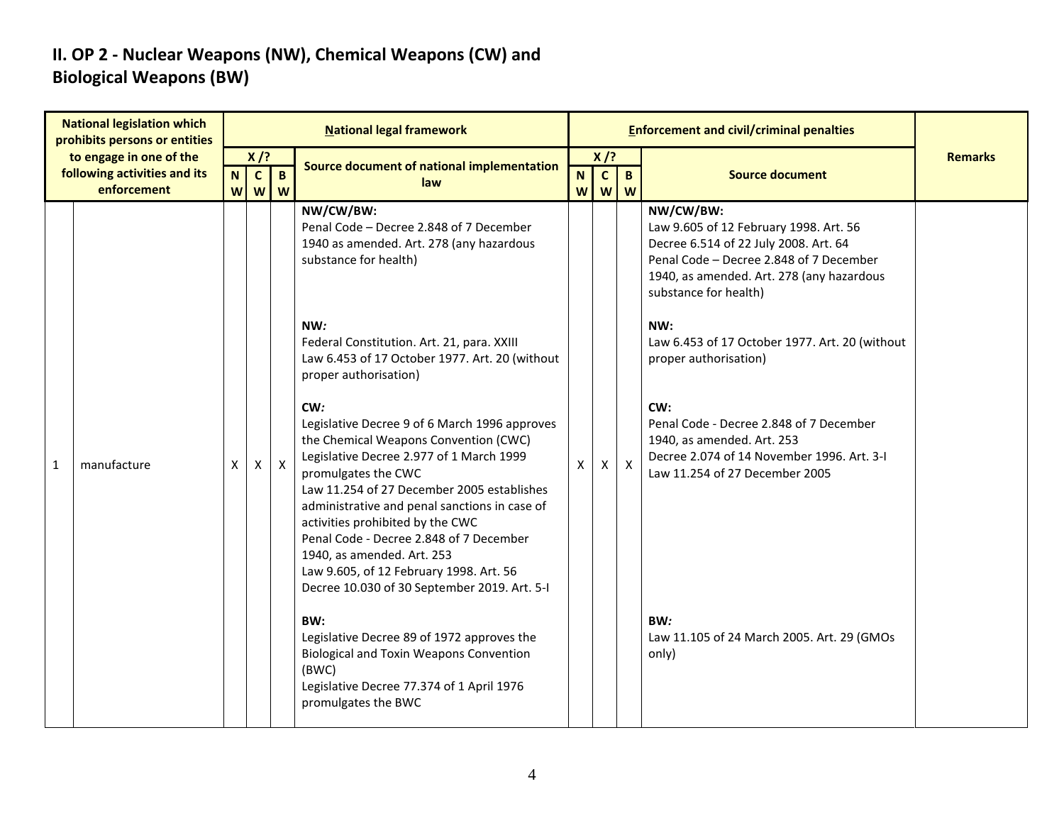## II. OP 2 - Nuclear Weapons (NW), Chemical Weapons (CW) and Biological Weapons (BW)

| National legislation which prohibits persons or entities to engage in one of the following activities and its enforcement | | National legal framework | | | | Enforcement and civil/criminal penalties | | | | Remarks |
|---|---|---|---|---|---|---|---|---|---|---|
| | | X /? | | | Source document of national implementation law | X /? | | | Source document | |
| | | NW | CW | BW | | NW | CW | BW | | |
| 1 | manufacture | X | X | X | **NW/CW/BW:**<br>Penal Code – Decree 2.848 of 7 December 1940 as amended. Art. 278 (any hazardous substance for health)<br><br>**NW:**<br>Federal Constitution. Art. 21, para. XXIII<br>Law 6.453 of 17 October 1977. Art. 20 (without proper authorisation)<br><br>**CW:**<br>Legislative Decree 9 of 6 March 1996 approves the Chemical Weapons Convention (CWC)<br>Legislative Decree 2.977 of 1 March 1999 promulgates the CWC<br>Law 11.254 of 27 December 2005 establishes administrative and penal sanctions in case of activities prohibited by the CWC<br>Penal Code - Decree 2.848 of 7 December 1940, as amended. Art. 253<br>Law 9.605, of 12 February 1998. Art. 56<br>Decree 10.030 of 30 September 2019. Art. 5-I<br><br>**BW:**<br>Legislative Decree 89 of 1972 approves the Biological and Toxin Weapons Convention (BWC)<br>Legislative Decree 77.374 of 1 April 1976 promulgates the BWC | X | X | X | **NW/CW/BW:**<br>Law 9.605 of 12 February 1998. Art. 56<br>Decree 6.514 of 22 July 2008. Art. 64<br>Penal Code – Decree 2.848 of 7 December 1940, as amended. Art. 278 (any hazardous substance for health)<br><br>**NW:**<br>Law 6.453 of 17 October 1977. Art. 20 (without proper authorisation)<br><br>**CW:**<br>Penal Code - Decree 2.848 of 7 December 1940, as amended. Art. 253<br>Decree 2.074 of 14 November 1996. Art. 3-I<br>Law 11.254 of 27 December 2005<br><br>**BW:**<br>Law 11.105 of 24 March 2005. Art. 29 (GMOs only) | |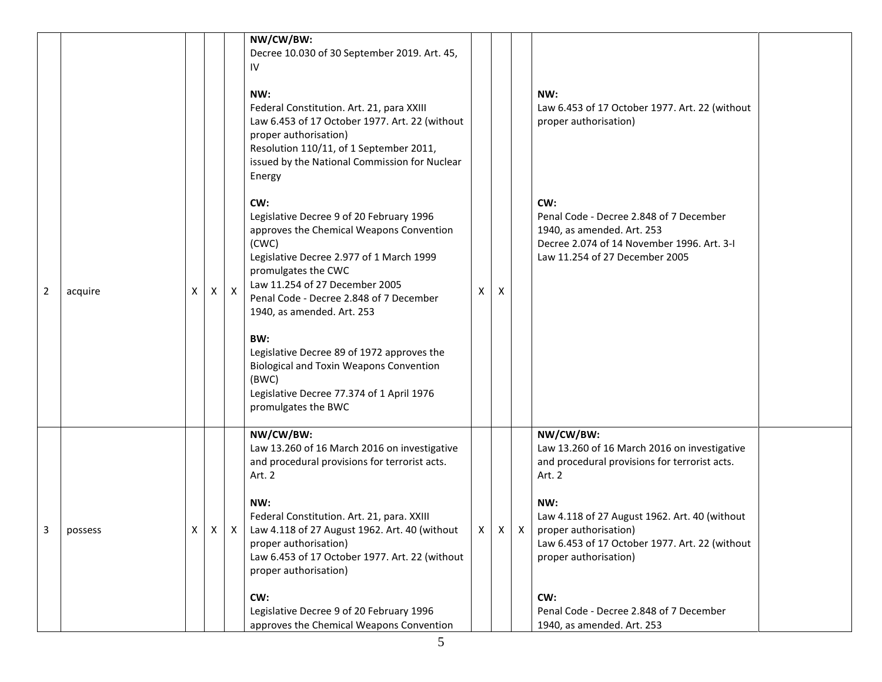| 2 | acquire | X | X | X | **NW/CW/BW:**<br>Decree 10.030 of 30 September 2019. Art. 45, IV<br><br>**NW:**<br>Federal Constitution. Art. 21, para XXIII<br>Law 6.453 of 17 October 1977. Art. 22 (without proper authorisation)<br>Resolution 110/11, of 1 September 2011, issued by the National Commission for Nuclear Energy<br><br>**CW:**<br>Legislative Decree 9 of 20 February 1996 approves the Chemical Weapons Convention (CWC)<br>Legislative Decree 2.977 of 1 March 1999 promulgates the CWC<br>Law 11.254 of 27 December 2005<br>Penal Code - Decree 2.848 of 7 December 1940, as amended. Art. 253<br><br>**BW:**<br>Legislative Decree 89 of 1972 approves the Biological and Toxin Weapons Convention (BWC)<br>Legislative Decree 77.374 of 1 April 1976 promulgates the BWC | X | X | | **NW:**<br>Law 6.453 of 17 October 1977. Art. 22 (without proper authorisation)<br><br>**CW:**<br>Penal Code - Decree 2.848 of 7 December 1940, as amended. Art. 253<br>Decree 2.074 of 14 November 1996. Art. 3-I<br>Law 11.254 of 27 December 2005 | |
|---|---|---|---|---|---|---|---|---|---|---|
| 3 | possess | X | X | X | **NW/CW/BW:**<br>Law 13.260 of 16 March 2016 on investigative and procedural provisions for terrorist acts. Art. 2<br><br>**NW:**<br>Federal Constitution. Art. 21, para. XXIII<br>Law 4.118 of 27 August 1962. Art. 40 (without proper authorisation)<br>Law 6.453 of 17 October 1977. Art. 22 (without proper authorisation)<br><br>**CW:**<br>Legislative Decree 9 of 20 February 1996 approves the Chemical Weapons Convention | X | X | X | **NW/CW/BW:**<br>Law 13.260 of 16 March 2016 on investigative and procedural provisions for terrorist acts. Art. 2<br><br>**NW:**<br>Law 4.118 of 27 August 1962. Art. 40 (without proper authorisation)<br>Law 6.453 of 17 October 1977. Art. 22 (without proper authorisation)<br><br>**CW:**<br>Penal Code - Decree 2.848 of 7 December 1940, as amended. Art. 253 | |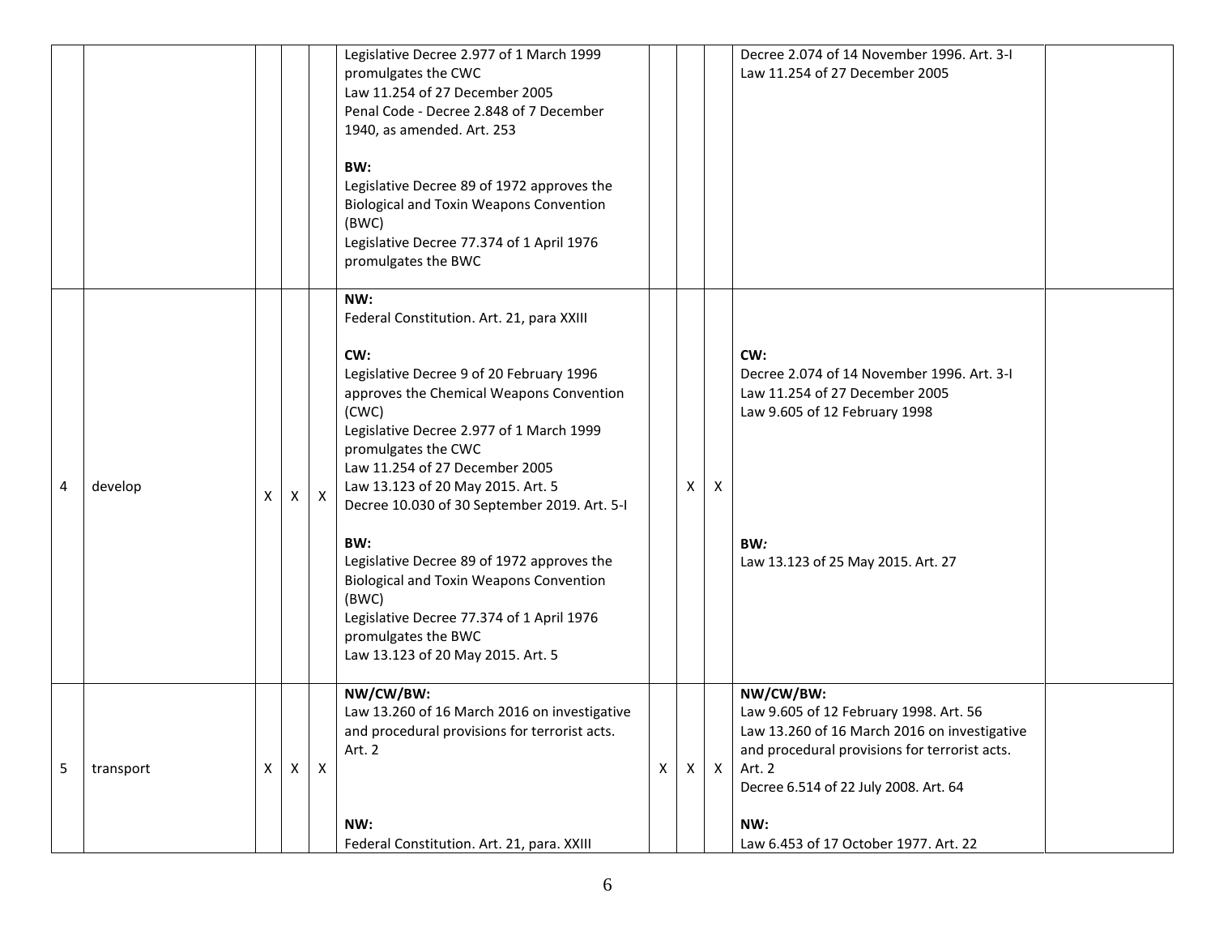| | | | | | | | | | | |
|---|---|---|---|---|---|---|---|---|---|---|
| | | | | | Legislative Decree 2.977 of 1 March 1999 promulgates the CWC<br>Law 11.254 of 27 December 2005<br>Penal Code - Decree 2.848 of 7 December 1940, as amended. Art. 253<br><br>**BW:**<br>Legislative Decree 89 of 1972 approves the Biological and Toxin Weapons Convention (BWC)<br>Legislative Decree 77.374 of 1 April 1976 promulgates the BWC | | | | Decree 2.074 of 14 November 1996. Art. 3-I<br>Law 11.254 of 27 December 2005 | |
| 4 | develop | X | X | X | **NW:**<br>Federal Constitution. Art. 21, para XXIII<br><br>**CW:**<br>Legislative Decree 9 of 20 February 1996 approves the Chemical Weapons Convention (CWC)<br>Legislative Decree 2.977 of 1 March 1999 promulgates the CWC<br>Law 11.254 of 27 December 2005<br>Law 13.123 of 20 May 2015. Art. 5<br>Decree 10.030 of 30 September 2019. Art. 5-I<br><br>**BW:**<br>Legislative Decree 89 of 1972 approves the Biological and Toxin Weapons Convention (BWC)<br>Legislative Decree 77.374 of 1 April 1976 promulgates the BWC<br>Law 13.123 of 20 May 2015. Art. 5 | | X | X | **CW:**<br>Decree 2.074 of 14 November 1996. Art. 3-I<br>Law 11.254 of 27 December 2005<br>Law 9.605 of 12 February 1998<br><br>**BW:**<br>Law 13.123 of 25 May 2015. Art. 27 | |
| 5 | transport | X | X | X | **NW/CW/BW:**<br>Law 13.260 of 16 March 2016 on investigative and procedural provisions for terrorist acts. Art. 2<br><br>**NW:**<br>Federal Constitution. Art. 21, para. XXIII | X | X | X | **NW/CW/BW:**<br>Law 9.605 of 12 February 1998. Art. 56<br>Law 13.260 of 16 March 2016 on investigative and procedural provisions for terrorist acts. Art. 2<br>Decree 6.514 of 22 July 2008. Art. 64<br><br>**NW:**<br>Law 6.453 of 17 October 1977. Art. 22 | |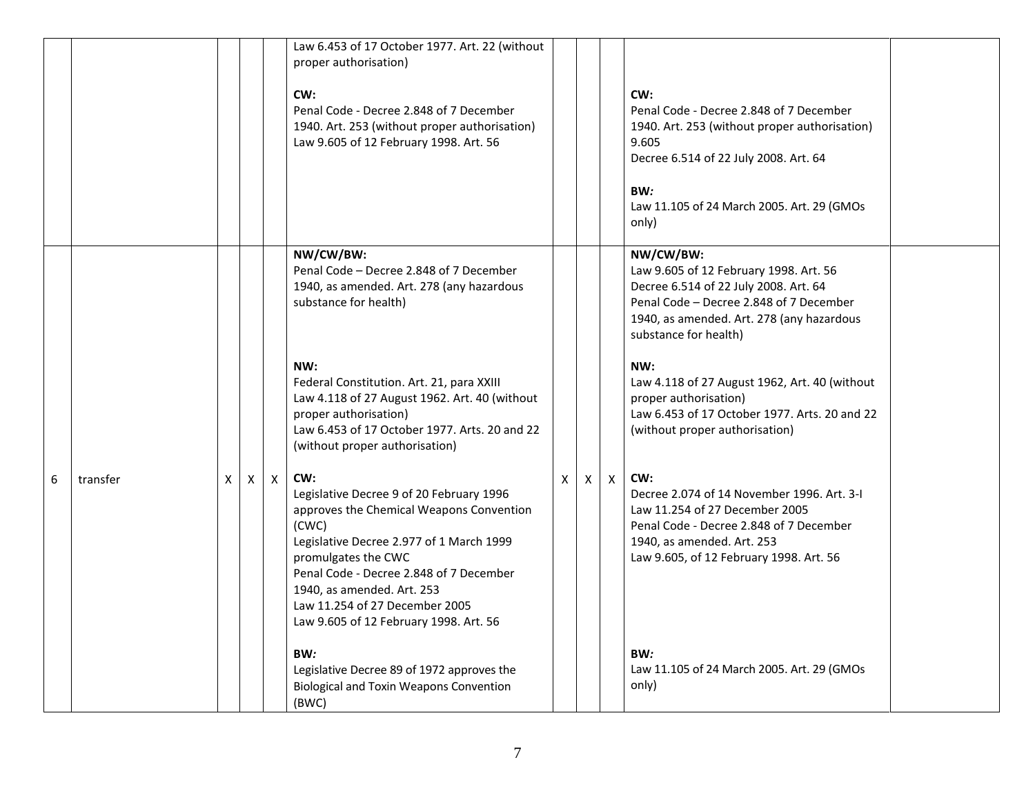| | | | | | | | | | | |
|---|---|---|---|---|---|---|---|---|---|---|
| | | | | | Law 6.453 of 17 October 1977. Art. 22 (without proper authorisation)<br><br>**CW:**<br>Penal Code - Decree 2.848 of 7 December 1940. Art. 253 (without proper authorisation)<br>Law 9.605 of 12 February 1998. Art. 56 | | | | **CW:**<br>Penal Code - Decree 2.848 of 7 December 1940. Art. 253 (without proper authorisation)<br>9.605<br>Decree 6.514 of 22 July 2008. Art. 64<br><br>**BW:**<br>Law 11.105 of 24 March 2005. Art. 29 (GMOs only) | |
| 6 | transfer | X | X | X | **NW/CW/BW:**<br>Penal Code – Decree 2.848 of 7 December 1940, as amended. Art. 278 (any hazardous substance for health)<br><br>**NW:**<br>Federal Constitution. Art. 21, para XXIII<br>Law 4.118 of 27 August 1962. Art. 40 (without proper authorisation)<br>Law 6.453 of 17 October 1977. Arts. 20 and 22 (without proper authorisation)<br><br>**CW:**<br>Legislative Decree 9 of 20 February 1996 approves the Chemical Weapons Convention (CWC)<br>Legislative Decree 2.977 of 1 March 1999 promulgates the CWC<br>Penal Code - Decree 2.848 of 7 December 1940, as amended. Art. 253<br>Law 11.254 of 27 December 2005<br>Law 9.605 of 12 February 1998. Art. 56<br><br>**BW:**<br>Legislative Decree 89 of 1972 approves the Biological and Toxin Weapons Convention (BWC) | X | X | X | **NW/CW/BW:**<br>Law 9.605 of 12 February 1998. Art. 56<br>Decree 6.514 of 22 July 2008. Art. 64<br>Penal Code – Decree 2.848 of 7 December 1940, as amended. Art. 278 (any hazardous substance for health)<br><br>**NW:**<br>Law 4.118 of 27 August 1962, Art. 40 (without proper authorisation)<br>Law 6.453 of 17 October 1977. Arts. 20 and 22 (without proper authorisation)<br><br>**CW:**<br>Decree 2.074 of 14 November 1996. Art. 3-I<br>Law 11.254 of 27 December 2005<br>Penal Code - Decree 2.848 of 7 December 1940, as amended. Art. 253<br>Law 9.605, of 12 February 1998. Art. 56<br><br>**BW:**<br>Law 11.105 of 24 March 2005. Art. 29 (GMOs only) | |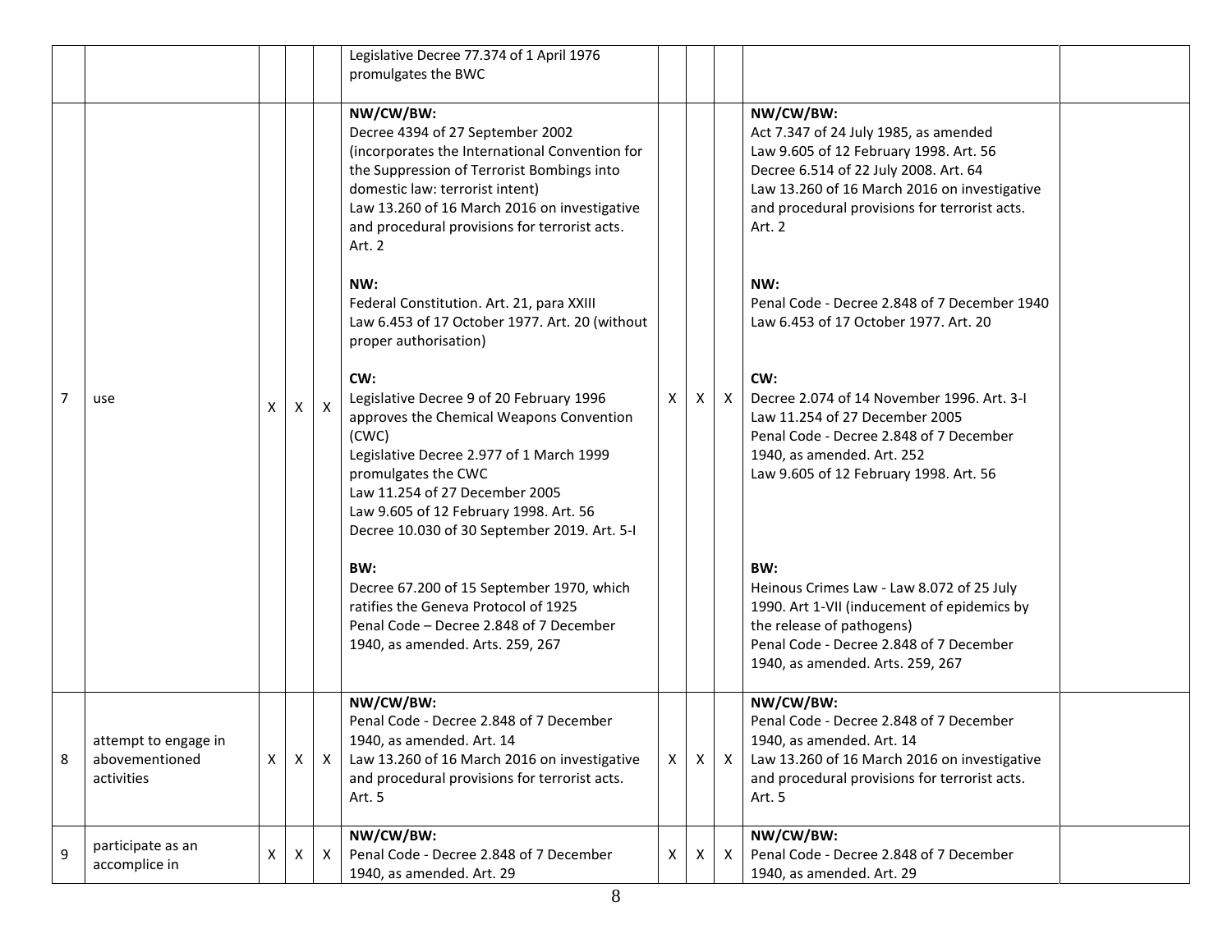| | | | | | | | | | | |
|---|---|---|---|---|---|---|---|---|---|---|
| | | | | | Legislative Decree 77.374 of 1 April 1976 promulgates the BWC | | | | | |
| 7 | use | X | X | X | **NW/CW/BW:**<br>Decree 4394 of 27 September 2002 (incorporates the International Convention for the Suppression of Terrorist Bombings into domestic law: terrorist intent)<br>Law 13.260 of 16 March 2016 on investigative and procedural provisions for terrorist acts. Art. 2<br><br>**NW:**<br>Federal Constitution. Art. 21, para XXIII<br>Law 6.453 of 17 October 1977. Art. 20 (without proper authorisation)<br><br>**CW:**<br>Legislative Decree 9 of 20 February 1996 approves the Chemical Weapons Convention (CWC)<br>Legislative Decree 2.977 of 1 March 1999 promulgates the CWC<br>Law 11.254 of 27 December 2005<br>Law 9.605 of 12 February 1998. Art. 56<br>Decree 10.030 of 30 September 2019. Art. 5-I<br><br>**BW:**<br>Decree 67.200 of 15 September 1970, which ratifies the Geneva Protocol of 1925<br>Penal Code – Decree 2.848 of 7 December 1940, as amended. Arts. 259, 267 | X | X | X | **NW/CW/BW:**<br>Act 7.347 of 24 July 1985, as amended<br>Law 9.605 of 12 February 1998. Art. 56<br>Decree 6.514 of 22 July 2008. Art. 64<br>Law 13.260 of 16 March 2016 on investigative and procedural provisions for terrorist acts. Art. 2<br><br>**NW:**<br>Penal Code - Decree 2.848 of 7 December 1940<br>Law 6.453 of 17 October 1977. Art. 20<br><br>**CW:**<br>Decree 2.074 of 14 November 1996. Art. 3-I<br>Law 11.254 of 27 December 2005<br>Penal Code - Decree 2.848 of 7 December 1940, as amended. Art. 252<br>Law 9.605 of 12 February 1998. Art. 56<br><br>**BW:**<br>Heinous Crimes Law - Law 8.072 of 25 July 1990. Art 1-VII (inducement of epidemics by the release of pathogens)<br>Penal Code - Decree 2.848 of 7 December 1940, as amended. Arts. 259, 267 | |
| 8 | attempt to engage in abovementioned activities | X | X | X | **NW/CW/BW:**<br>Penal Code - Decree 2.848 of 7 December 1940, as amended. Art. 14<br>Law 13.260 of 16 March 2016 on investigative and procedural provisions for terrorist acts. Art. 5 | X | X | X | **NW/CW/BW:**<br>Penal Code - Decree 2.848 of 7 December 1940, as amended. Art. 14<br>Law 13.260 of 16 March 2016 on investigative and procedural provisions for terrorist acts. Art. 5 | |
| 9 | participate as an accomplice in | X | X | X | **NW/CW/BW:**<br>Penal Code - Decree 2.848 of 7 December 1940, as amended. Art. 29 | X | X | X | **NW/CW/BW:**<br>Penal Code - Decree 2.848 of 7 December 1940, as amended. Art. 29 | |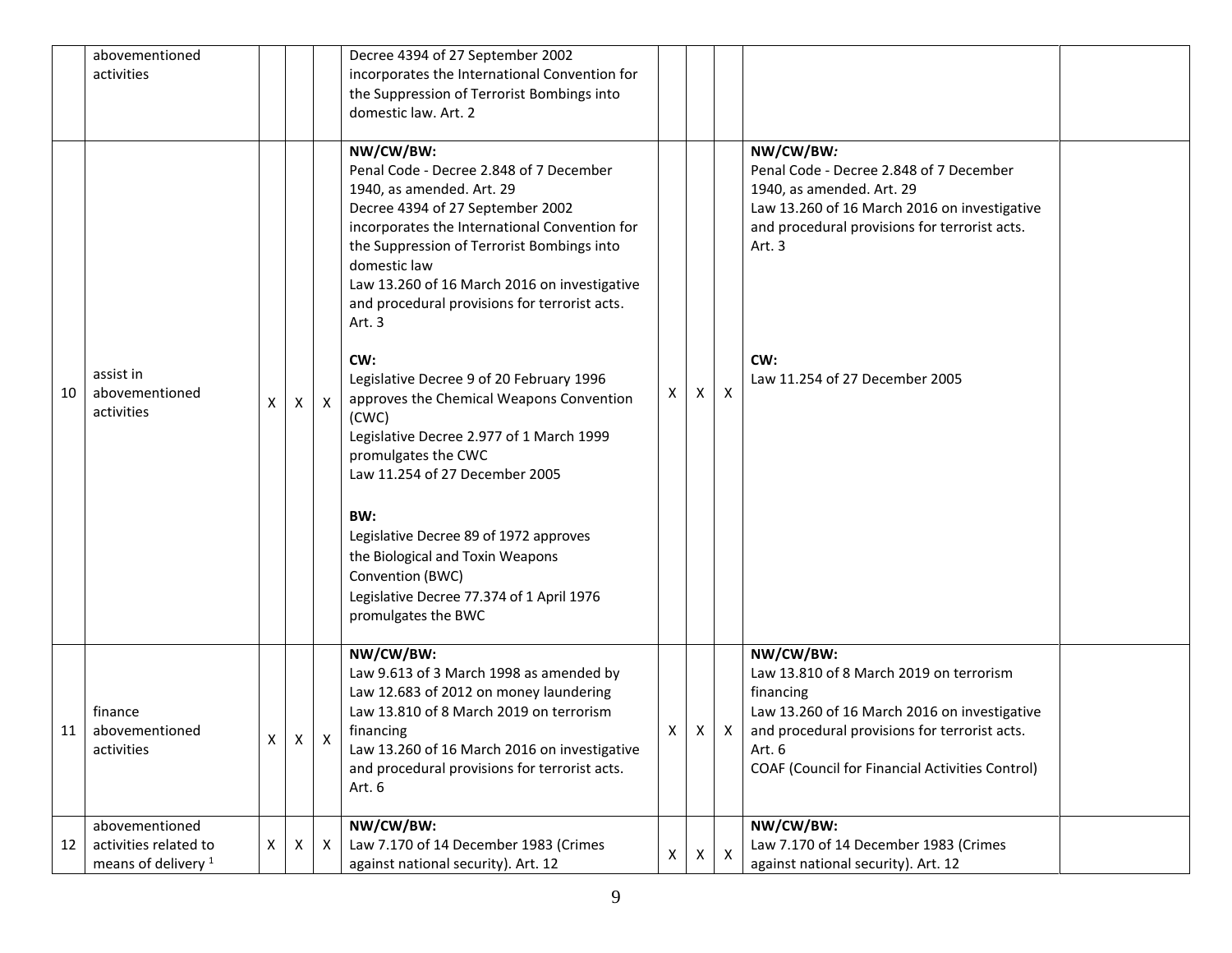| | | | | | | | | | | |
|---|---|---|---|---|---|---|---|---|---|---|
| | abovementioned activities | | | | Decree 4394 of 27 September 2002 incorporates the International Convention for the Suppression of Terrorist Bombings into domestic law. Art. 2 | | | | | |
| 10 | assist in abovementioned activities | X | X | X | **NW/CW/BW:**<br>Penal Code - Decree 2.848 of 7 December 1940, as amended. Art. 29<br>Decree 4394 of 27 September 2002 incorporates the International Convention for the Suppression of Terrorist Bombings into domestic law<br>Law 13.260 of 16 March 2016 on investigative and procedural provisions for terrorist acts. Art. 3<br><br>**CW:**<br>Legislative Decree 9 of 20 February 1996 approves the Chemical Weapons Convention (CWC)<br>Legislative Decree 2.977 of 1 March 1999 promulgates the CWC<br>Law 11.254 of 27 December 2005<br><br>**BW:**<br>Legislative Decree 89 of 1972 approves the Biological and Toxin Weapons Convention (BWC)<br>Legislative Decree 77.374 of 1 April 1976 promulgates the BWC | X | X | X | **NW/CW/BW:**<br>Penal Code - Decree 2.848 of 7 December 1940, as amended. Art. 29<br>Law 13.260 of 16 March 2016 on investigative and procedural provisions for terrorist acts. Art. 3<br><br>**CW:**<br>Law 11.254 of 27 December 2005 | |
| 11 | finance abovementioned activities | X | X | X | **NW/CW/BW:**<br>Law 9.613 of 3 March 1998 as amended by Law 12.683 of 2012 on money laundering<br>Law 13.810 of 8 March 2019 on terrorism financing<br>Law 13.260 of 16 March 2016 on investigative and procedural provisions for terrorist acts. Art. 6 | X | X | X | **NW/CW/BW:**<br>Law 13.810 of 8 March 2019 on terrorism financing<br>Law 13.260 of 16 March 2016 on investigative and procedural provisions for terrorist acts. Art. 6<br>COAF (Council for Financial Activities Control) | |
| 12 | abovementioned activities related to means of delivery [1] | X | X | X | **NW/CW/BW:**<br>Law 7.170 of 14 December 1983 (Crimes against national security). Art. 12 | X | X | X | **NW/CW/BW:**<br>Law 7.170 of 14 December 1983 (Crimes against national security). Art. 12 | |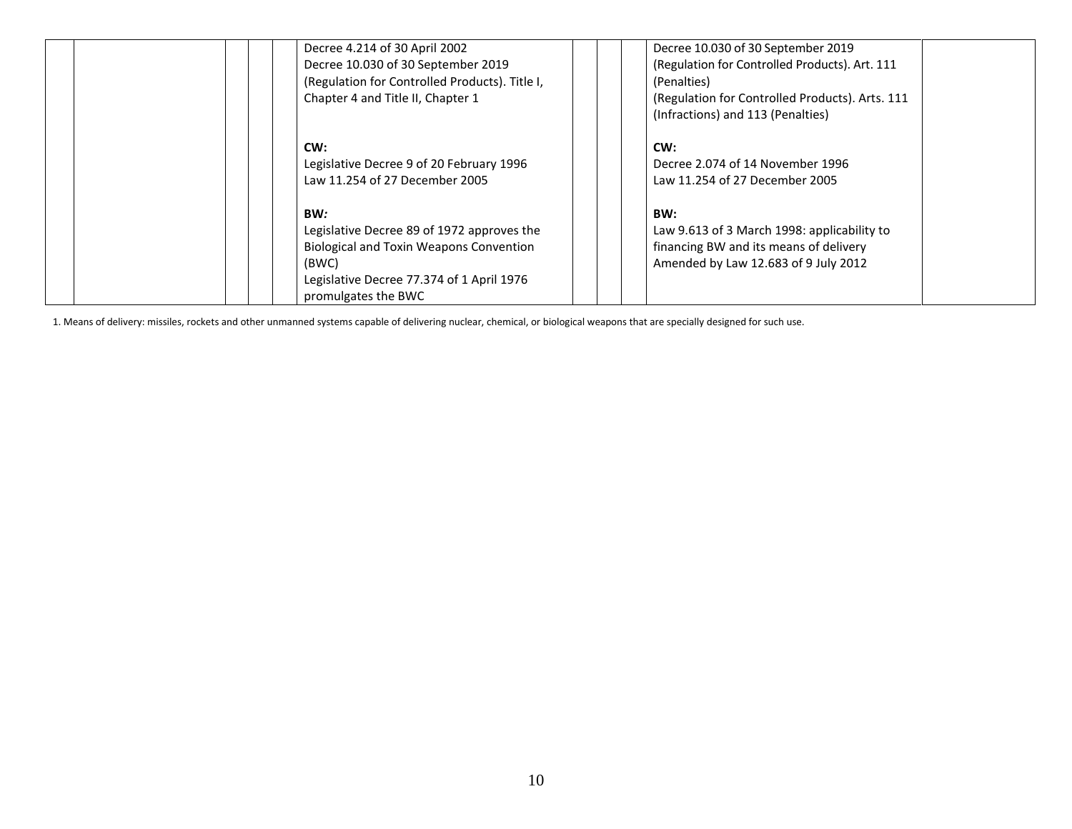| | | | | | | | | | |
|---|---|---|---|---|---|---|---|---|---|
| | | | | Decree 4.214 of 30 April 2002<br>Decree 10.030 of 30 September 2019<br>(Regulation for Controlled Products). Title I, Chapter 4 and Title II, Chapter 1<br><br>**CW:**<br>Legislative Decree 9 of 20 February 1996<br>Law 11.254 of 27 December 2005<br><br>**BW*:***<br>Legislative Decree 89 of 1972 approves the Biological and Toxin Weapons Convention (BWC)<br>Legislative Decree 77.374 of 1 April 1976 promulgates the BWC | | | | Decree 10.030 of 30 September 2019<br>(Regulation for Controlled Products). Art. 111 (Penalties)<br>(Regulation for Controlled Products). Arts. 111 (Infractions) and 113 (Penalties)<br><br>**CW:**<br>Decree 2.074 of 14 November 1996<br>Law 11.254 of 27 December 2005<br><br>**BW:**<br>Law 9.613 of 3 March 1998: applicability to financing BW and its means of delivery<br>Amended by Law 12.683 of 9 July 2012 | |

1. Means of delivery: missiles, rockets and other unmanned systems capable of delivering nuclear, chemical, or biological weapons that are specially designed for such use.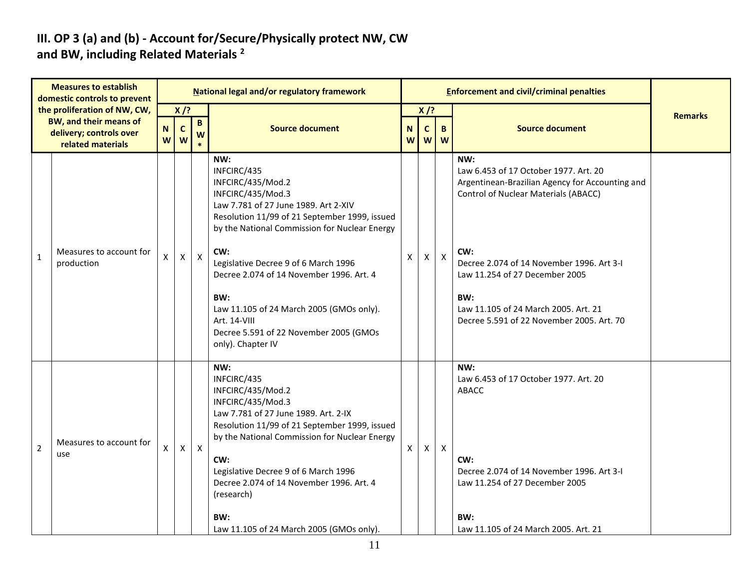## III. OP 3 (a) and (b) - Account for/Secure/Physically protect NW, CW and BW, including Related Materials [2]

| | Measures to establish domestic controls to prevent the proliferation of NW, CW, BW, and their means of delivery; controls over related materials | National legal and/or regulatory framework | | | | Enforcement and civil/criminal penalties | | | | Remarks |
|---|---|---|---|---|---|---|---|---|---|---|
| | | X /? | | | Source document | X /? | | | Source document | |
| | | NW | CW | BW* | | NW | CW | BW | | |
| 1 | Measures to account for production | X | X | X | **NW:**<br>INFCIRC/435<br>INFCIRC/435/Mod.2<br>INFCIRC/435/Mod.3<br>Law 7.781 of 27 June 1989. Art 2-XIV<br>Resolution 11/99 of 21 September 1999, issued by the National Commission for Nuclear Energy<br><br>**CW:**<br>Legislative Decree 9 of 6 March 1996<br>Decree 2.074 of 14 November 1996. Art. 4<br><br>**BW:**<br>Law 11.105 of 24 March 2005 (GMOs only). Art. 14-VIII<br>Decree 5.591 of 22 November 2005 (GMOs only). Chapter IV | X | X | X | **NW:**<br>Law 6.453 of 17 October 1977. Art. 20<br>Argentinean-Brazilian Agency for Accounting and Control of Nuclear Materials (ABACC)<br><br>**CW:**<br>Decree 2.074 of 14 November 1996. Art 3-I<br>Law 11.254 of 27 December 2005<br><br>**BW:**<br>Law 11.105 of 24 March 2005. Art. 21<br>Decree 5.591 of 22 November 2005. Art. 70 | |
| 2 | Measures to account for use | X | X | X | **NW:**<br>INFCIRC/435<br>INFCIRC/435/Mod.2<br>INFCIRC/435/Mod.3<br>Law 7.781 of 27 June 1989. Art. 2-IX<br>Resolution 11/99 of 21 September 1999, issued by the National Commission for Nuclear Energy<br><br>**CW:**<br>Legislative Decree 9 of 6 March 1996<br>Decree 2.074 of 14 November 1996. Art. 4 (research)<br><br>**BW:**<br>Law 11.105 of 24 March 2005 (GMOs only). | X | X | X | **NW:**<br>Law 6.453 of 17 October 1977. Art. 20<br>ABACC<br><br>**CW:**<br>Decree 2.074 of 14 November 1996. Art 3-I<br>Law 11.254 of 27 December 2005<br><br>**BW:**<br>Law 11.105 of 24 March 2005. Art. 21 | |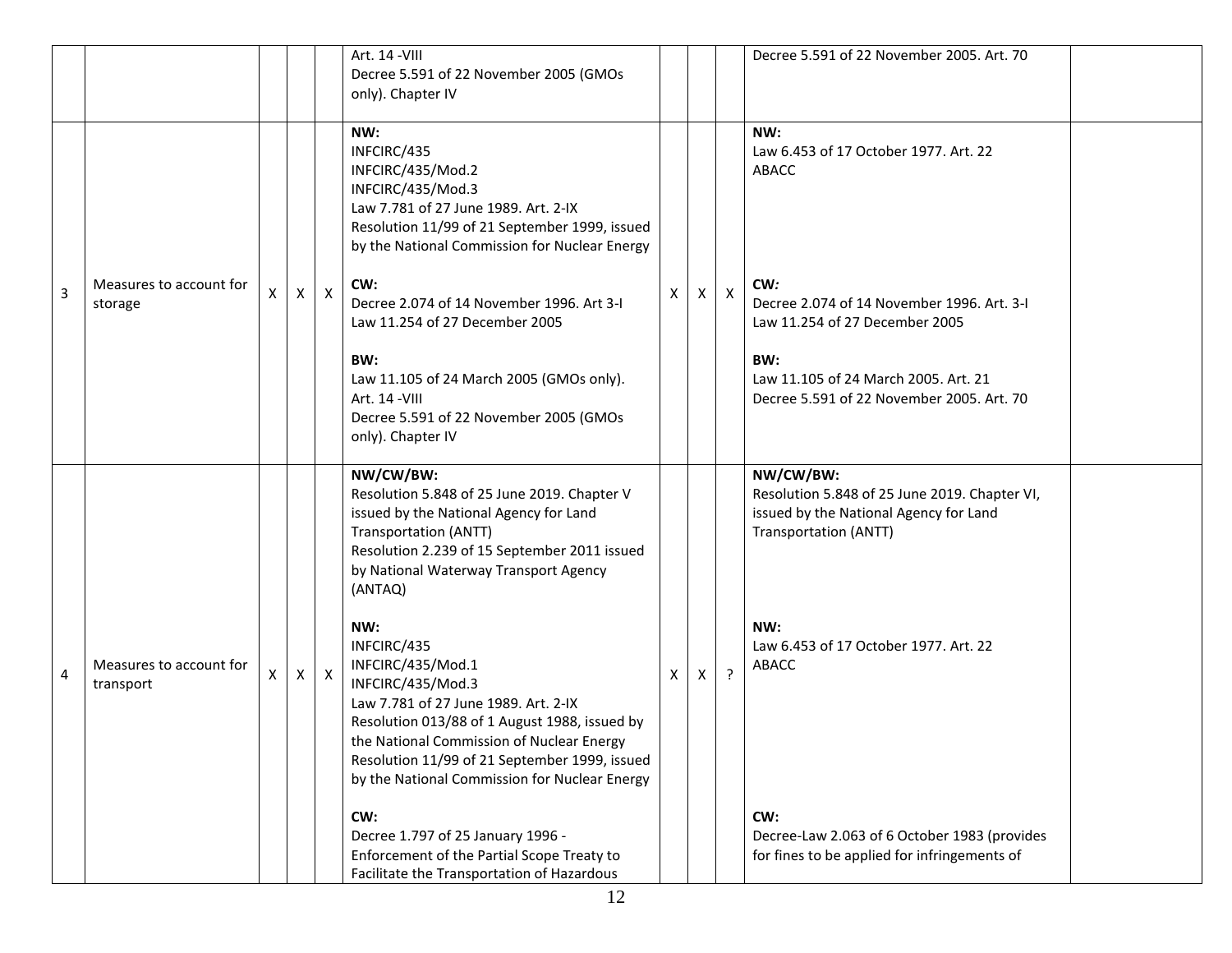|   |   |   |   |   |   |   |   |   |   |   |
|---|---|---|---|---|---|---|---|---|---|---|
|   |   |   |   |   | Art. 14 -VIII<br>Decree 5.591 of 22 November 2005 (GMOs only). Chapter IV |   |   |   | Decree 5.591 of 22 November 2005. Art. 70 |   |
| 3 | Measures to account for storage | X | X | X | **NW:**<br>INFCIRC/435<br>INFCIRC/435/Mod.2<br>INFCIRC/435/Mod.3<br>Law 7.781 of 27 June 1989. Art. 2-IX<br>Resolution 11/99 of 21 September 1999, issued by the National Commission for Nuclear Energy<br><br>**CW:**<br>Decree 2.074 of 14 November 1996. Art 3-I<br>Law 11.254 of 27 December 2005<br><br>**BW:**<br>Law 11.105 of 24 March 2005 (GMOs only). Art. 14 -VIII<br>Decree 5.591 of 22 November 2005 (GMOs only). Chapter IV | X | X | X | **NW:**<br>Law 6.453 of 17 October 1977. Art. 22<br>ABACC<br><br>**CW:**<br>Decree 2.074 of 14 November 1996. Art. 3-I<br>Law 11.254 of 27 December 2005<br><br>**BW:**<br>Law 11.105 of 24 March 2005. Art. 21<br>Decree 5.591 of 22 November 2005. Art. 70 |   |
| 4 | Measures to account for transport | X | X | X | **NW/CW/BW:**<br>Resolution 5.848 of 25 June 2019. Chapter V issued by the National Agency for Land Transportation (ANTT)<br>Resolution 2.239 of 15 September 2011 issued by National Waterway Transport Agency (ANTAQ)<br><br>**NW:**<br>INFCIRC/435<br>INFCIRC/435/Mod.1<br>INFCIRC/435/Mod.3<br>Law 7.781 of 27 June 1989. Art. 2-IX<br>Resolution 013/88 of 1 August 1988, issued by the National Commission of Nuclear Energy<br>Resolution 11/99 of 21 September 1999, issued by the National Commission for Nuclear Energy<br><br>**CW:**<br>Decree 1.797 of 25 January 1996 - Enforcement of the Partial Scope Treaty to Facilitate the Transportation of Hazardous | X | X | ? | **NW/CW/BW:**<br>Resolution 5.848 of 25 June 2019. Chapter VI, issued by the National Agency for Land Transportation (ANTT)<br><br>**NW:**<br>Law 6.453 of 17 October 1977. Art. 22<br>ABACC<br><br>**CW:**<br>Decree-Law 2.063 of 6 October 1983 (provides for fines to be applied for infringements of |   |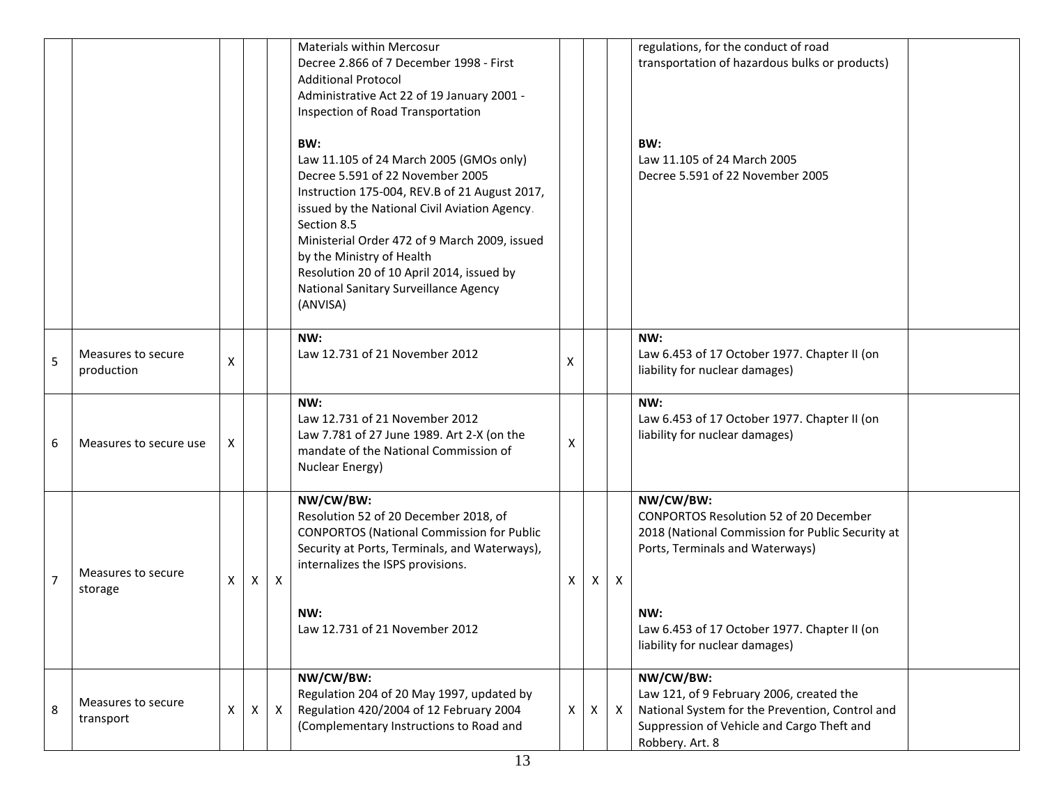| | | | | | | | | | | |
|---|---|---|---|---|---|---|---|---|---|---|
| | | | | | Materials within Mercosur<br>Decree 2.866 of 7 December 1998 - First Additional Protocol<br>Administrative Act 22 of 19 January 2001 - Inspection of Road Transportation<br><br>**BW:**<br>Law 11.105 of 24 March 2005 (GMOs only)<br>Decree 5.591 of 22 November 2005<br>Instruction 175-004, REV.B of 21 August 2017, issued by the National Civil Aviation Agency.<br>Section 8.5<br>Ministerial Order 472 of 9 March 2009, issued by the Ministry of Health<br>Resolution 20 of 10 April 2014, issued by National Sanitary Surveillance Agency (ANVISA) | | | | regulations, for the conduct of road transportation of hazardous bulks or products)<br><br>**BW:**<br>Law 11.105 of 24 March 2005<br>Decree 5.591 of 22 November 2005 | |
| 5 | Measures to secure production | X | | | **NW:**<br>Law 12.731 of 21 November 2012 | X | | | **NW:**<br>Law 6.453 of 17 October 1977. Chapter II (on liability for nuclear damages) | |
| 6 | Measures to secure use | X | | | **NW:**<br>Law 12.731 of 21 November 2012<br>Law 7.781 of 27 June 1989. Art 2-X (on the mandate of the National Commission of Nuclear Energy) | X | | | **NW:**<br>Law 6.453 of 17 October 1977. Chapter II (on liability for nuclear damages) | |
| 7 | Measures to secure storage | X | X | X | **NW/CW/BW:**<br>Resolution 52 of 20 December 2018, of CONPORTOS (National Commission for Public Security at Ports, Terminals, and Waterways), internalizes the ISPS provisions.<br><br>**NW:**<br>Law 12.731 of 21 November 2012 | X | X | X | **NW/CW/BW:**<br>CONPORTOS Resolution 52 of 20 December 2018 (National Commission for Public Security at Ports, Terminals and Waterways)<br><br>**NW:**<br>Law 6.453 of 17 October 1977. Chapter II (on liability for nuclear damages) | |
| 8 | Measures to secure transport | X | X | X | **NW/CW/BW:**<br>Regulation 204 of 20 May 1997, updated by Regulation 420/2004 of 12 February 2004 (Complementary Instructions to Road and | X | X | X | **NW/CW/BW:**<br>Law 121, of 9 February 2006, created the National System for the Prevention, Control and Suppression of Vehicle and Cargo Theft and Robbery. Art. 8 | |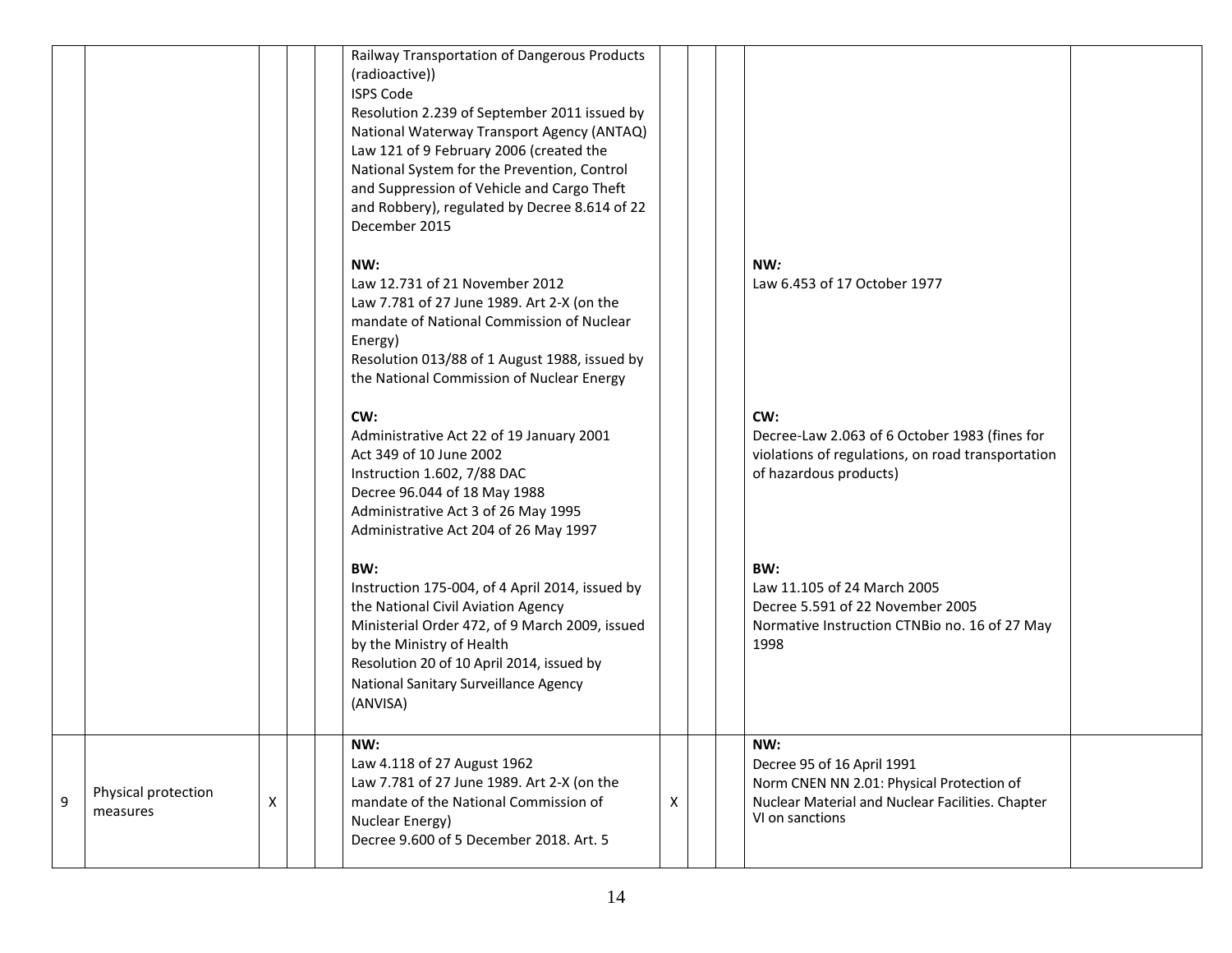| | | | | | | | | | | |
|---|---|---|---|---|---|---|---|---|---|---|
| | | | | | Railway Transportation of Dangerous Products (radioactive))<br>ISPS Code<br>Resolution 2.239 of September 2011 issued by National Waterway Transport Agency (ANTAQ)<br>Law 121 of 9 February 2006 (created the National System for the Prevention, Control and Suppression of Vehicle and Cargo Theft and Robbery), regulated by Decree 8.614 of 22 December 2015<br><br>**NW:**<br>Law 12.731 of 21 November 2012<br>Law 7.781 of 27 June 1989. Art 2-X (on the mandate of National Commission of Nuclear Energy)<br>Resolution 013/88 of 1 August 1988, issued by the National Commission of Nuclear Energy<br><br>**CW:**<br>Administrative Act 22 of 19 January 2001<br>Act 349 of 10 June 2002<br>Instruction 1.602, 7/88 DAC<br>Decree 96.044 of 18 May 1988<br>Administrative Act 3 of 26 May 1995<br>Administrative Act 204 of 26 May 1997<br><br>**BW:**<br>Instruction 175-004, of 4 April 2014, issued by the National Civil Aviation Agency<br>Ministerial Order 472, of 9 March 2009, issued by the Ministry of Health<br>Resolution 20 of 10 April 2014, issued by National Sanitary Surveillance Agency (ANVISA) | | | | **NW:**<br>Law 6.453 of 17 October 1977<br><br>**CW:**<br>Decree-Law 2.063 of 6 October 1983 (fines for violations of regulations, on road transportation of hazardous products)<br><br>**BW:**<br>Law 11.105 of 24 March 2005<br>Decree 5.591 of 22 November 2005<br>Normative Instruction CTNBio no. 16 of 27 May 1998 | |
| 9 | Physical protection measures | X | | | **NW:**<br>Law 4.118 of 27 August 1962<br>Law 7.781 of 27 June 1989. Art 2-X (on the mandate of the National Commission of Nuclear Energy)<br>Decree 9.600 of 5 December 2018. Art. 5 | X | | | **NW:**<br>Decree 95 of 16 April 1991<br>Norm CNEN NN 2.01: Physical Protection of Nuclear Material and Nuclear Facilities. Chapter VI on sanctions | |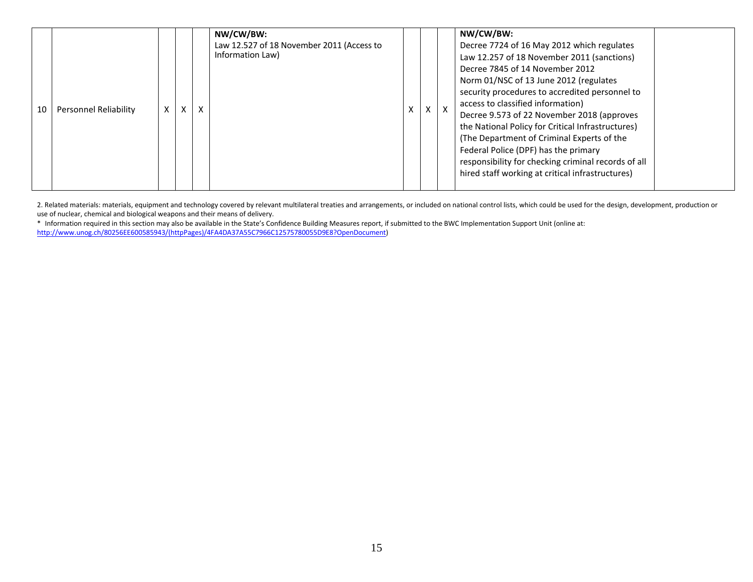| 10 | Personnel Reliability | X | X | X | **NW/CW/BW:**<br>Law 12.527 of 18 November 2011 (Access to Information Law) | X | X | X | **NW/CW/BW:**<br>Decree 7724 of 16 May 2012 which regulates Law 12.257 of 18 November 2011 (sanctions)<br>Decree 7845 of 14 November 2012<br>Norm 01/NSC of 13 June 2012 (regulates security procedures to accredited personnel to access to classified information)<br>Decree 9.573 of 22 November 2018 (approves the National Policy for Critical Infrastructures)<br>(The Department of Criminal Experts of the Federal Police (DPF) has the primary responsibility for checking criminal records of all hired staff working at critical infrastructures) | |
|---|---|---|---|---|---|---|---|---|---|---|

2. Related materials: materials, equipment and technology covered by relevant multilateral treaties and arrangements, or included on national control lists, which could be used for the design, development, production or use of nuclear, chemical and biological weapons and their means of delivery.

* Information required in this section may also be available in the State's Confidence Building Measures report, if submitted to the BWC Implementation Support Unit (online at: http://www.unog.ch/80256EE600585943/(httpPages)/4FA4DA37A55C7966C12575780055D9E8?OpenDocument)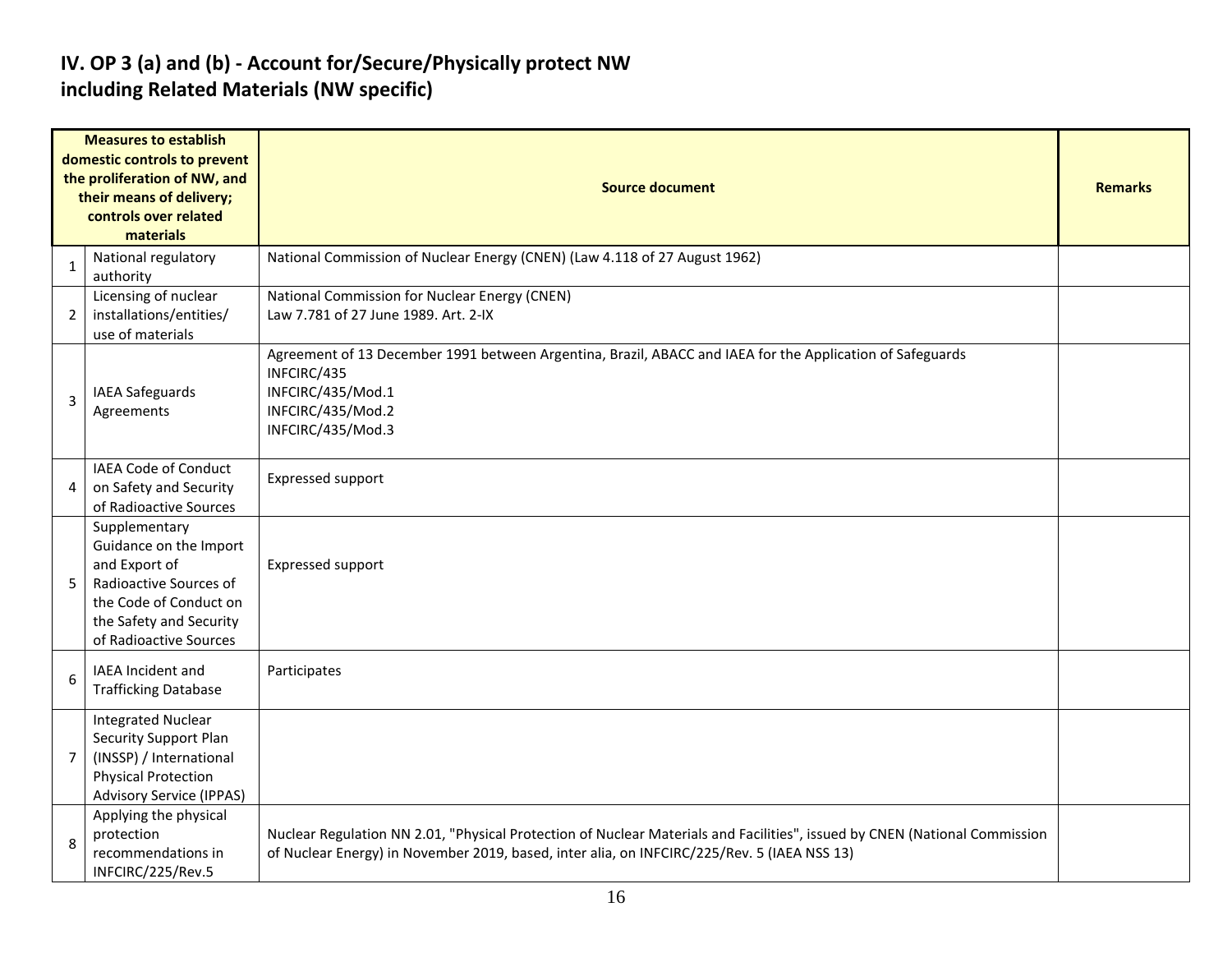## IV. OP 3 (a) and (b) - Account for/Secure/Physically protect NW including Related Materials (NW specific)

| | Measures to establish domestic controls to prevent the proliferation of NW, and their means of delivery; controls over related materials | Source document | Remarks |
|---|---|---|---|
| 1 | National regulatory authority | National Commission of Nuclear Energy (CNEN) (Law 4.118 of 27 August 1962) | |
| 2 | Licensing of nuclear installations/entities/ use of materials | National Commission for Nuclear Energy (CNEN)<br>Law 7.781 of 27 June 1989. Art. 2-IX | |
| 3 | IAEA Safeguards Agreements | Agreement of 13 December 1991 between Argentina, Brazil, ABACC and IAEA for the Application of Safeguards<br>INFCIRC/435<br>INFCIRC/435/Mod.1<br>INFCIRC/435/Mod.2<br>INFCIRC/435/Mod.3 | |
| 4 | IAEA Code of Conduct on Safety and Security of Radioactive Sources | Expressed support | |
| 5 | Supplementary Guidance on the Import and Export of Radioactive Sources of the Code of Conduct on the Safety and Security of Radioactive Sources | Expressed support | |
| 6 | IAEA Incident and Trafficking Database | Participates | |
| 7 | Integrated Nuclear Security Support Plan (INSSP) / International Physical Protection Advisory Service (IPPAS) | | |
| 8 | Applying the physical protection recommendations in INFCIRC/225/Rev.5 | Nuclear Regulation NN 2.01, "Physical Protection of Nuclear Materials and Facilities", issued by CNEN (National Commission of Nuclear Energy) in November 2019, based, inter alia, on INFCIRC/225/Rev. 5 (IAEA NSS 13) | |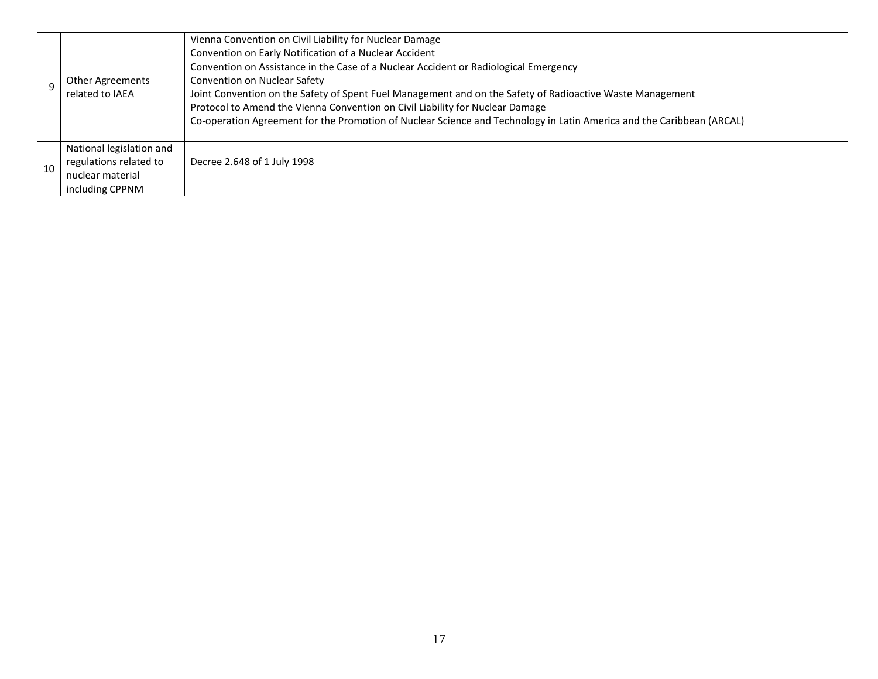| | | | |
|---|---|---|---|
| 9 | Other Agreements related to IAEA | Vienna Convention on Civil Liability for Nuclear Damage<br>Convention on Early Notification of a Nuclear Accident<br>Convention on Assistance in the Case of a Nuclear Accident or Radiological Emergency<br>Convention on Nuclear Safety<br>Joint Convention on the Safety of Spent Fuel Management and on the Safety of Radioactive Waste Management<br>Protocol to Amend the Vienna Convention on Civil Liability for Nuclear Damage<br>Co-operation Agreement for the Promotion of Nuclear Science and Technology in Latin America and the Caribbean (ARCAL) | |
| 10 | National legislation and regulations related to nuclear material including CPPNM | Decree 2.648 of 1 July 1998 | |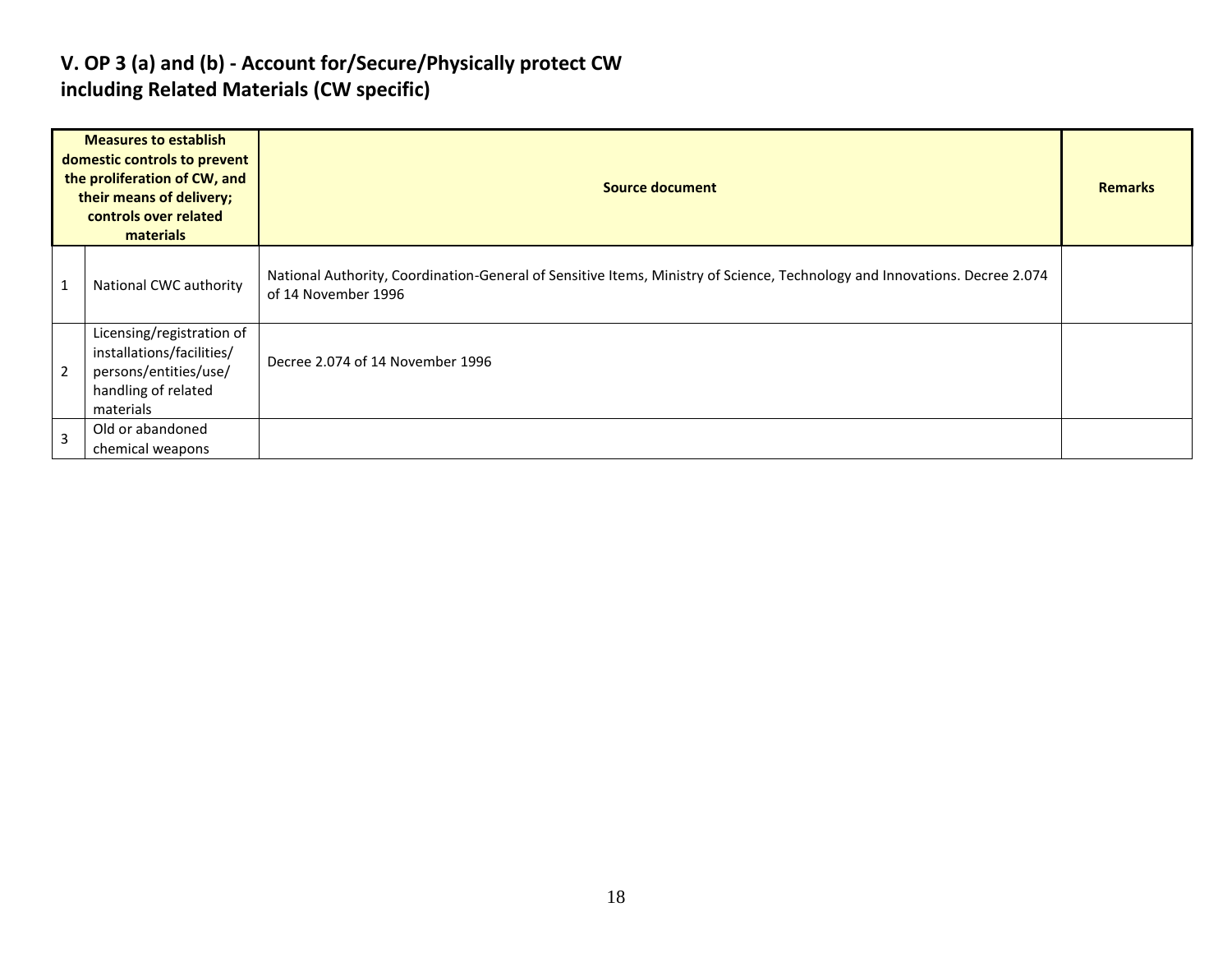## V. OP 3 (a) and (b) - Account for/Secure/Physically protect CW including Related Materials (CW specific)

| | Measures to establish domestic controls to prevent the proliferation of CW, and their means of delivery; controls over related materials | Source document | Remarks |
|---|---|---|---|
| 1 | National CWC authority | National Authority, Coordination-General of Sensitive Items, Ministry of Science, Technology and Innovations. Decree 2.074 of 14 November 1996 | |
| 2 | Licensing/registration of installations/facilities/ persons/entities/use/ handling of related materials | Decree 2.074 of 14 November 1996 | |
| 3 | Old or abandoned chemical weapons | | |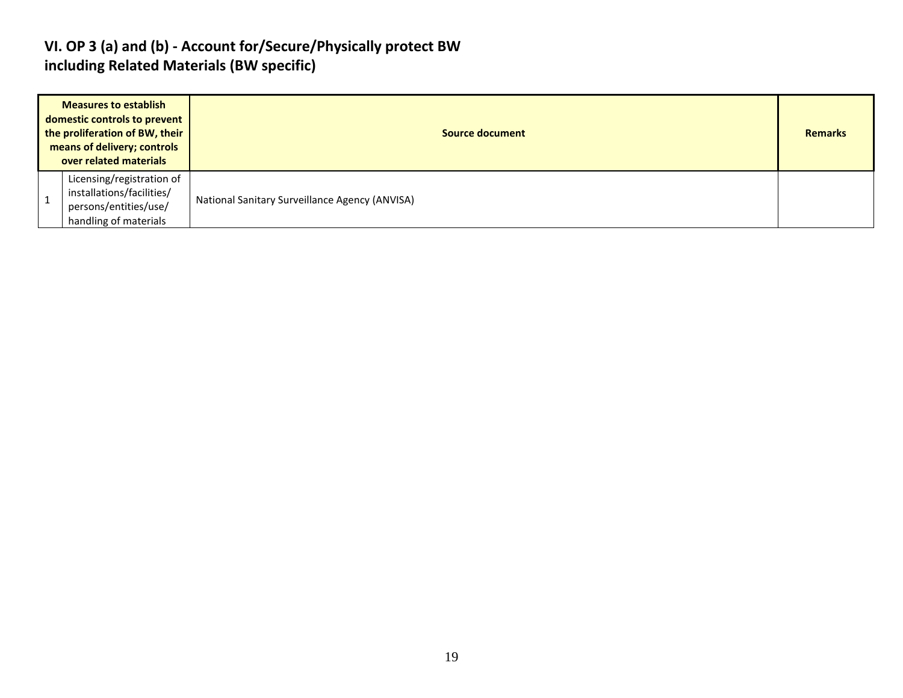## VI. OP 3 (a) and (b) - Account for/Secure/Physically protect BW including Related Materials (BW specific)

| Measures to establish domestic controls to prevent the proliferation of BW, their means of delivery; controls over related materials | | Source document | Remarks |
|---|---|---|---|
| 1 | Licensing/registration of installations/facilities/ persons/entities/use/ handling of materials | National Sanitary Surveillance Agency (ANVISA) | |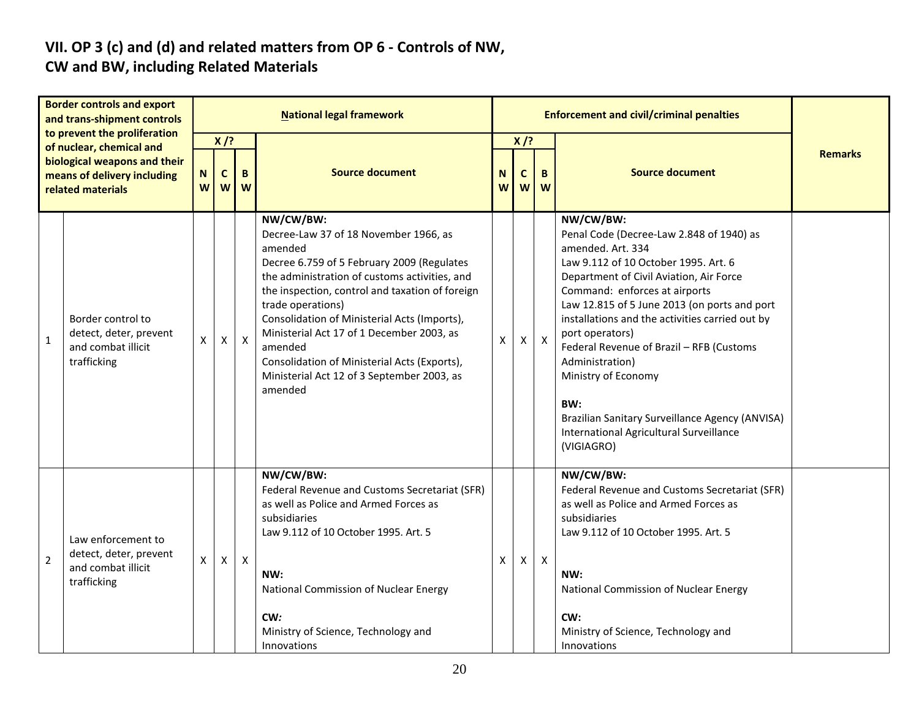## VII. OP 3 (c) and (d) and related matters from OP 6 - Controls of NW, CW and BW, including Related Materials

| | Border controls and export and trans-shipment controls to prevent the proliferation of nuclear, chemical and biological weapons and their means of delivery including related materials | National legal framework | | | | Enforcement and civil/criminal penalties | | | | Remarks |
|---|---|---|---|---|---|---|---|---|---|---|
| | | X /? | | | Source document | X /? | | | Source document | |
| | | NW | CW | BW | | NW | CW | BW | | |
| 1 | Border control to detect, deter, prevent and combat illicit trafficking | X | X | X | **NW/CW/BW:**<br>Decree-Law 37 of 18 November 1966, as amended<br>Decree 6.759 of 5 February 2009 (Regulates the administration of customs activities, and the inspection, control and taxation of foreign trade operations)<br>Consolidation of Ministerial Acts (Imports), Ministerial Act 17 of 1 December 2003, as amended<br>Consolidation of Ministerial Acts (Exports), Ministerial Act 12 of 3 September 2003, as amended | X | X | X | **NW/CW/BW:**<br>Penal Code (Decree-Law 2.848 of 1940) as amended. Art. 334<br>Law 9.112 of 10 October 1995. Art. 6<br>Department of Civil Aviation, Air Force Command: enforces at airports<br>Law 12.815 of 5 June 2013 (on ports and port installations and the activities carried out by port operators)<br>Federal Revenue of Brazil – RFB (Customs Administration)<br>Ministry of Economy<br><br>**BW:**<br>Brazilian Sanitary Surveillance Agency (ANVISA)<br>International Agricultural Surveillance (VIGIAGRO) | |
| 2 | Law enforcement to detect, deter, prevent and combat illicit trafficking | X | X | X | **NW/CW/BW:**<br>Federal Revenue and Customs Secretariat (SFR) as well as Police and Armed Forces as subsidiaries<br>Law 9.112 of 10 October 1995. Art. 5<br><br>**NW:**<br>National Commission of Nuclear Energy<br><br>**CW:**<br>Ministry of Science, Technology and Innovations | X | X | X | **NW/CW/BW:**<br>Federal Revenue and Customs Secretariat (SFR) as well as Police and Armed Forces as subsidiaries<br>Law 9.112 of 10 October 1995. Art. 5<br><br>**NW:**<br>National Commission of Nuclear Energy<br><br>**CW:**<br>Ministry of Science, Technology and Innovations | |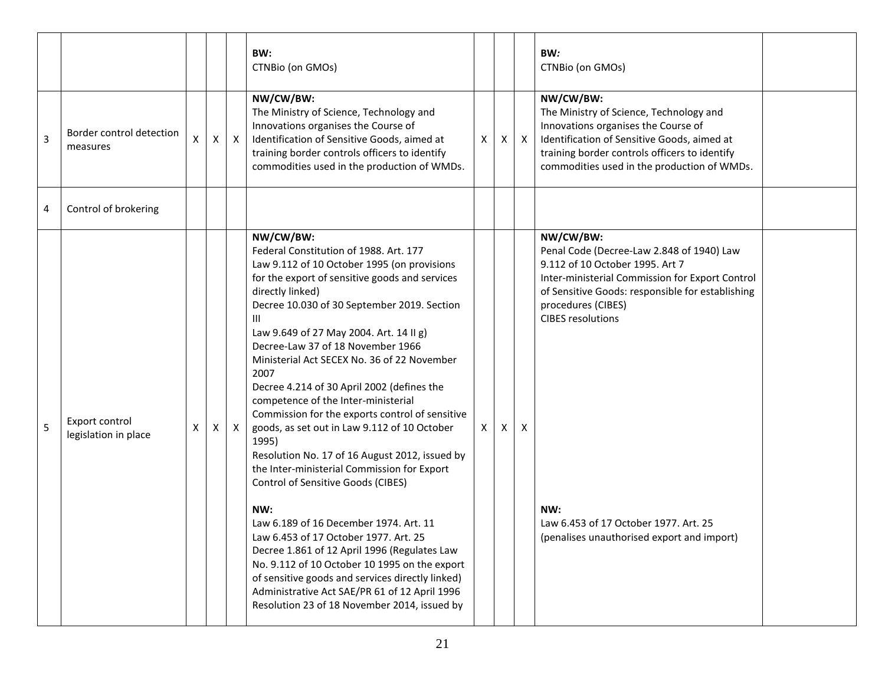| | | | | | | | | | | |
|---|---|---|---|---|---|---|---|---|---|---|
| | | | | | **BW:**<br>CTNBio (on GMOs) | | | | **BW:**<br>CTNBio (on GMOs) | |
| 3 | Border control detection measures | X | X | X | **NW/CW/BW:**<br>The Ministry of Science, Technology and Innovations organises the Course of Identification of Sensitive Goods, aimed at training border controls officers to identify commodities used in the production of WMDs. | X | X | X | **NW/CW/BW:**<br>The Ministry of Science, Technology and Innovations organises the Course of Identification of Sensitive Goods, aimed at training border controls officers to identify commodities used in the production of WMDs. | |
| 4 | Control of brokering | | | | | | | | | |
| 5 | Export control legislation in place | X | X | X | **NW/CW/BW:**<br>Federal Constitution of 1988. Art. 177<br>Law 9.112 of 10 October 1995 (on provisions for the export of sensitive goods and services directly linked)<br>Decree 10.030 of 30 September 2019. Section III<br>Law 9.649 of 27 May 2004. Art. 14 II g)<br>Decree-Law 37 of 18 November 1966<br>Ministerial Act SECEX No. 36 of 22 November 2007<br>Decree 4.214 of 30 April 2002 (defines the competence of the Inter-ministerial Commission for the exports control of sensitive goods, as set out in Law 9.112 of 10 October 1995)<br>Resolution No. 17 of 16 August 2012, issued by the Inter-ministerial Commission for Export Control of Sensitive Goods (CIBES)<br><br>**NW:**<br>Law 6.189 of 16 December 1974. Art. 11<br>Law 6.453 of 17 October 1977. Art. 25<br>Decree 1.861 of 12 April 1996 (Regulates Law No. 9.112 of 10 October 10 1995 on the export of sensitive goods and services directly linked)<br>Administrative Act SAE/PR 61 of 12 April 1996<br>Resolution 23 of 18 November 2014, issued by | X | X | X | **NW/CW/BW:**<br>Penal Code (Decree-Law 2.848 of 1940) Law 9.112 of 10 October 1995. Art 7<br>Inter-ministerial Commission for Export Control of Sensitive Goods: responsible for establishing procedures (CIBES)<br>CIBES resolutions<br><br>**NW:**<br>Law 6.453 of 17 October 1977. Art. 25 (penalises unauthorised export and import) | |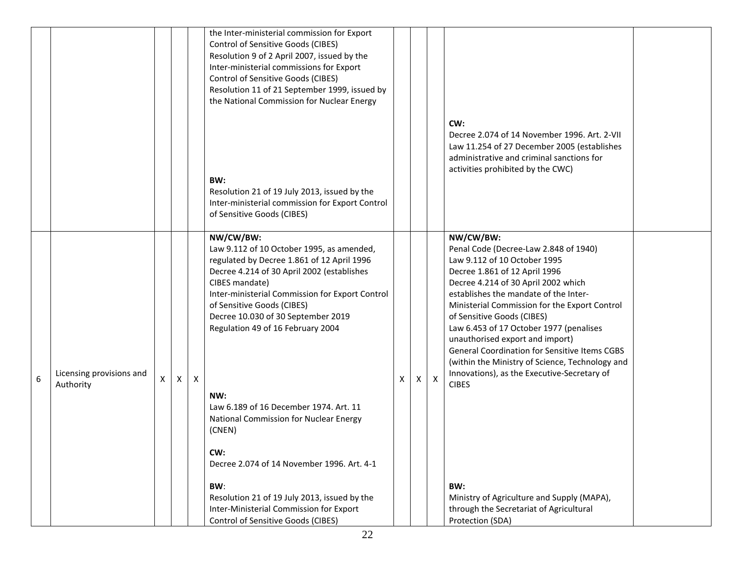| | | | | | | | | | | |
|---|---|---|---|---|---|---|---|---|---|---|
| | | | | | the Inter-ministerial commission for Export Control of Sensitive Goods (CIBES)<br>Resolution 9 of 2 April 2007, issued by the Inter-ministerial commissions for Export Control of Sensitive Goods (CIBES)<br>Resolution 11 of 21 September 1999, issued by the National Commission for Nuclear Energy<br><br>**BW:**<br>Resolution 21 of 19 July 2013, issued by the Inter-ministerial commission for Export Control of Sensitive Goods (CIBES) | | | | **CW:**<br>Decree 2.074 of 14 November 1996. Art. 2-VII<br>Law 11.254 of 27 December 2005 (establishes administrative and criminal sanctions for activities prohibited by the CWC) | |
| 6 | Licensing provisions and Authority | X | X | X | **NW/CW/BW:**<br>Law 9.112 of 10 October 1995, as amended, regulated by Decree 1.861 of 12 April 1996<br>Decree 4.214 of 30 April 2002 (establishes CIBES mandate)<br>Inter-ministerial Commission for Export Control of Sensitive Goods (CIBES)<br>Decree 10.030 of 30 September 2019<br>Regulation 49 of 16 February 2004<br><br>**NW:**<br>Law 6.189 of 16 December 1974. Art. 11<br>National Commission for Nuclear Energy (CNEN)<br><br>**CW:**<br>Decree 2.074 of 14 November 1996. Art. 4-1<br><br>**BW**:<br>Resolution 21 of 19 July 2013, issued by the Inter-Ministerial Commission for Export Control of Sensitive Goods (CIBES) | X | X | X | **NW/CW/BW:**<br>Penal Code (Decree-Law 2.848 of 1940)<br>Law 9.112 of 10 October 1995<br>Decree 1.861 of 12 April 1996<br>Decree 4.214 of 30 April 2002 which establishes the mandate of the Inter-Ministerial Commission for the Export Control of Sensitive Goods (CIBES)<br>Law 6.453 of 17 October 1977 (penalises unauthorised export and import)<br>General Coordination for Sensitive Items CGBS (within the Ministry of Science, Technology and Innovations), as the Executive-Secretary of CIBES<br><br>**BW:**<br>Ministry of Agriculture and Supply (MAPA), through the Secretariat of Agricultural Protection (SDA) | |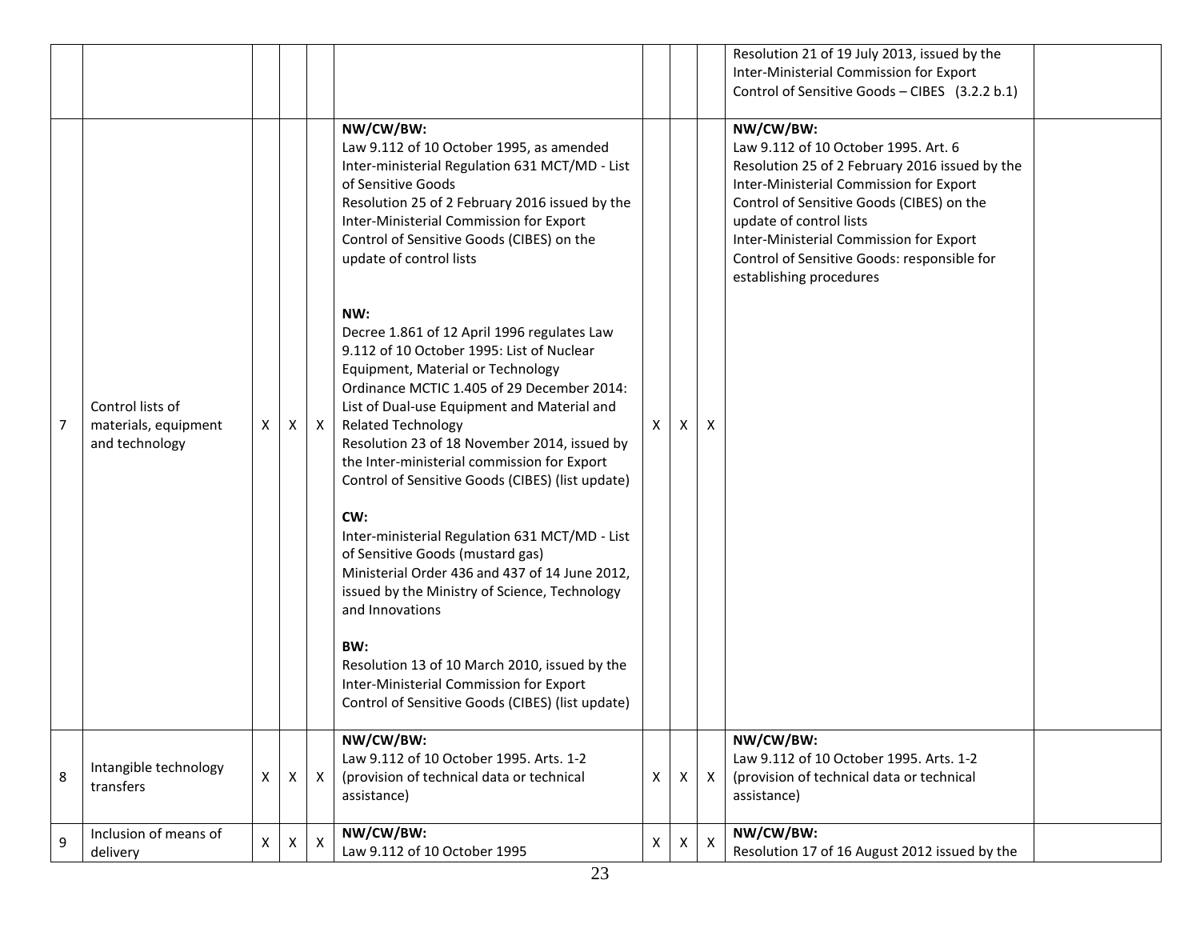| | | | | | | | | | | |
|---|---|---|---|---|---|---|---|---|---|---|
| | | | | | | | | | Resolution 21 of 19 July 2013, issued by the Inter-Ministerial Commission for Export Control of Sensitive Goods – CIBES (3.2.2 b.1) | |
| 7 | Control lists of materials, equipment and technology | X | X | X | **NW/CW/BW:**<br>Law 9.112 of 10 October 1995, as amended<br>Inter-ministerial Regulation 631 MCT/MD - List of Sensitive Goods<br>Resolution 25 of 2 February 2016 issued by the Inter-Ministerial Commission for Export Control of Sensitive Goods (CIBES) on the update of control lists<br><br>**NW:**<br>Decree 1.861 of 12 April 1996 regulates Law 9.112 of 10 October 1995: List of Nuclear Equipment, Material or Technology<br>Ordinance MCTIC 1.405 of 29 December 2014: List of Dual-use Equipment and Material and Related Technology<br>Resolution 23 of 18 November 2014, issued by the Inter-ministerial commission for Export Control of Sensitive Goods (CIBES) (list update)<br><br>**CW:**<br>Inter-ministerial Regulation 631 MCT/MD - List of Sensitive Goods (mustard gas)<br>Ministerial Order 436 and 437 of 14 June 2012, issued by the Ministry of Science, Technology and Innovations<br><br>**BW:**<br>Resolution 13 of 10 March 2010, issued by the Inter-Ministerial Commission for Export Control of Sensitive Goods (CIBES) (list update) | X | X | X | **NW/CW/BW:**<br>Law 9.112 of 10 October 1995. Art. 6<br>Resolution 25 of 2 February 2016 issued by the Inter-Ministerial Commission for Export Control of Sensitive Goods (CIBES) on the update of control lists<br>Inter-Ministerial Commission for Export Control of Sensitive Goods: responsible for establishing procedures | |
| 8 | Intangible technology transfers | X | X | X | **NW/CW/BW:**<br>Law 9.112 of 10 October 1995. Arts. 1-2 (provision of technical data or technical assistance) | X | X | X | **NW/CW/BW:**<br>Law 9.112 of 10 October 1995. Arts. 1-2 (provision of technical data or technical assistance) | |
| 9 | Inclusion of means of delivery | X | X | X | **NW/CW/BW:**<br>Law 9.112 of 10 October 1995 | X | X | X | **NW/CW/BW:**<br>Resolution 17 of 16 August 2012 issued by the | |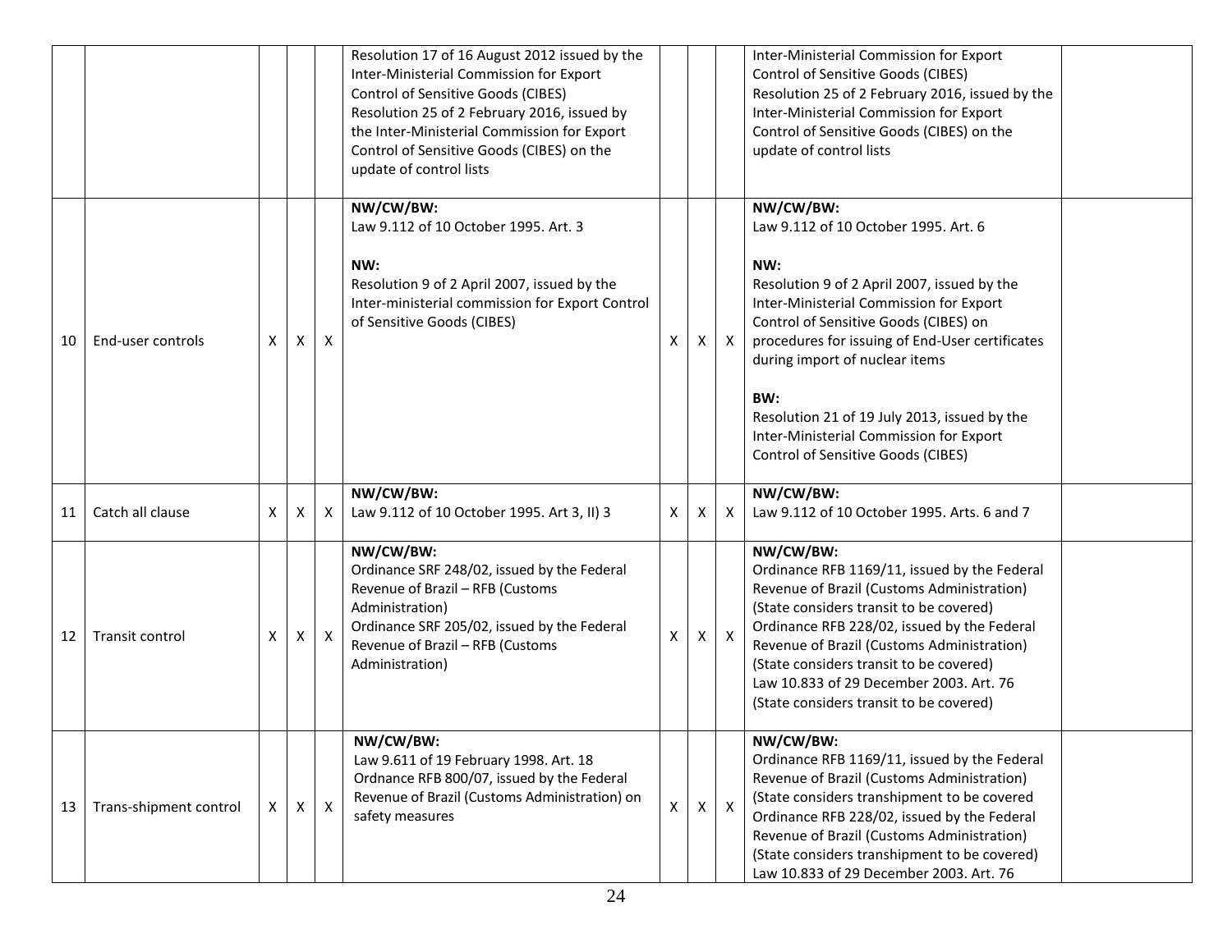| | | | | | | | | | | |
|---|---|---|---|---|---|---|---|---|---|---|
| | | | | | Resolution 17 of 16 August 2012 issued by the Inter-Ministerial Commission for Export Control of Sensitive Goods (CIBES)<br>Resolution 25 of 2 February 2016, issued by the Inter-Ministerial Commission for Export Control of Sensitive Goods (CIBES) on the update of control lists | | | | Inter-Ministerial Commission for Export Control of Sensitive Goods (CIBES)<br>Resolution 25 of 2 February 2016, issued by the Inter-Ministerial Commission for Export Control of Sensitive Goods (CIBES) on the update of control lists | |
| 10 | End-user controls | X | X | X | **NW/CW/BW:**<br>Law 9.112 of 10 October 1995. Art. 3<br><br>**NW:**<br>Resolution 9 of 2 April 2007, issued by the Inter-ministerial commission for Export Control of Sensitive Goods (CIBES) | X | X | X | **NW/CW/BW:**<br>Law 9.112 of 10 October 1995. Art. 6<br><br>**NW:**<br>Resolution 9 of 2 April 2007, issued by the Inter-Ministerial Commission for Export Control of Sensitive Goods (CIBES) on procedures for issuing of End-User certificates during import of nuclear items<br><br>**BW:**<br>Resolution 21 of 19 July 2013, issued by the Inter-Ministerial Commission for Export Control of Sensitive Goods (CIBES) | |
| 11 | Catch all clause | X | X | X | **NW/CW/BW:**<br>Law 9.112 of 10 October 1995. Art 3, II) 3 | X | X | X | **NW/CW/BW:**<br>Law 9.112 of 10 October 1995. Arts. 6 and 7 | |
| 12 | Transit control | X | X | X | **NW/CW/BW:**<br>Ordinance SRF 248/02, issued by the Federal Revenue of Brazil – RFB (Customs Administration)<br>Ordinance SRF 205/02, issued by the Federal Revenue of Brazil – RFB (Customs Administration) | X | X | X | **NW/CW/BW:**<br>Ordinance RFB 1169/11, issued by the Federal Revenue of Brazil (Customs Administration) (State considers transit to be covered)<br>Ordinance RFB 228/02, issued by the Federal Revenue of Brazil (Customs Administration) (State considers transit to be covered)<br>Law 10.833 of 29 December 2003. Art. 76 (State considers transit to be covered) | |
| 13 | Trans-shipment control | X | X | X | **NW/CW/BW:**<br>Law 9.611 of 19 February 1998. Art. 18<br>Ordnance RFB 800/07, issued by the Federal Revenue of Brazil (Customs Administration) on safety measures | X | X | X | **NW/CW/BW:**<br>Ordinance RFB 1169/11, issued by the Federal Revenue of Brazil (Customs Administration) (State considers transhipment to be covered<br>Ordinance RFB 228/02, issued by the Federal Revenue of Brazil (Customs Administration) (State considers transhipment to be covered)<br>Law 10.833 of 29 December 2003. Art. 76 | |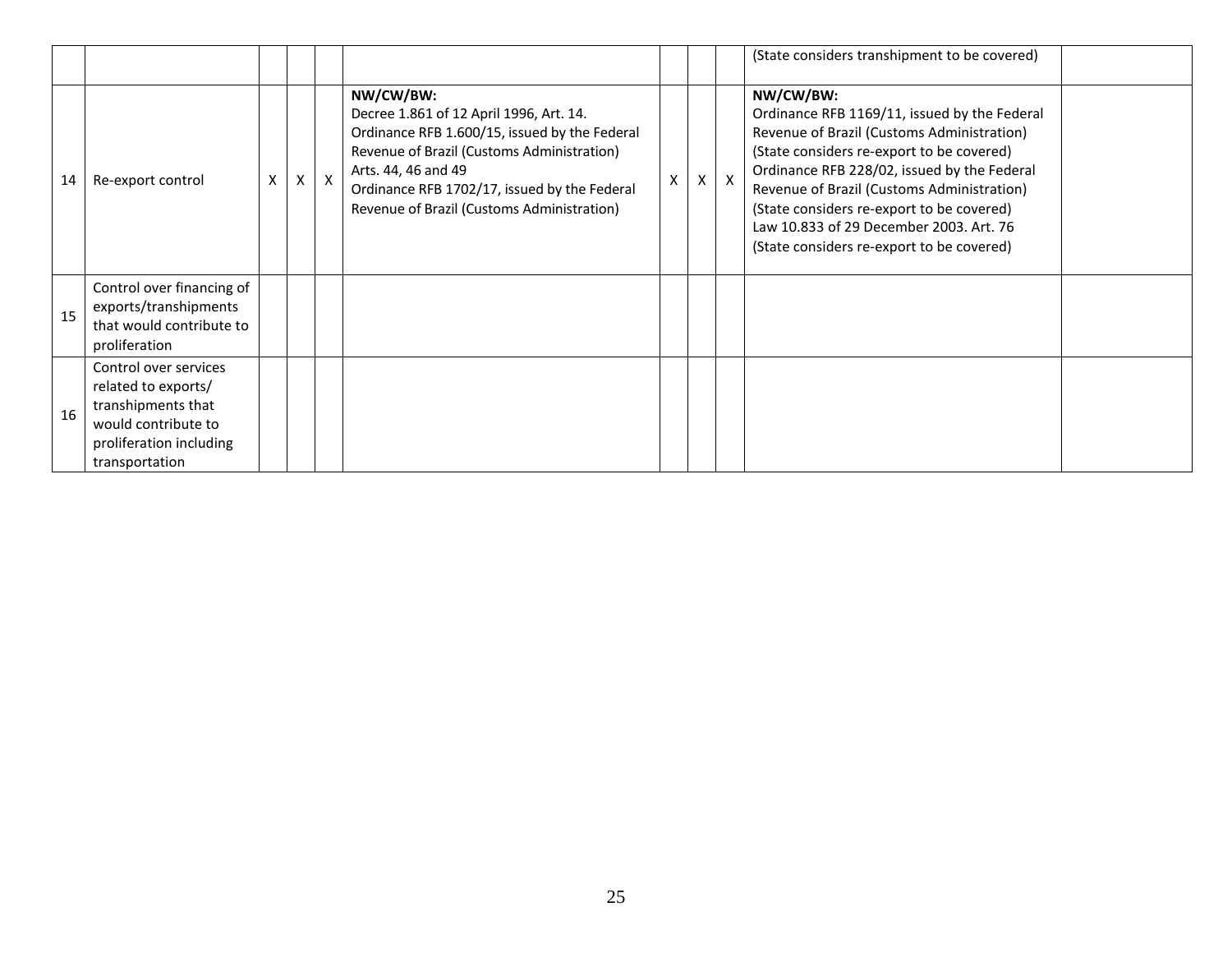| | | | | | | | | | | |
|---|---|---|---|---|---|---|---|---|---|---|
| | | | | | | | | | (State considers transhipment to be covered) | |
| 14 | Re-export control | X | X | X | **NW/CW/BW:**<br>Decree 1.861 of 12 April 1996, Art. 14.<br>Ordinance RFB 1.600/15, issued by the Federal Revenue of Brazil (Customs Administration) Arts. 44, 46 and 49<br>Ordinance RFB 1702/17, issued by the Federal Revenue of Brazil (Customs Administration) | X | X | X | **NW/CW/BW:**<br>Ordinance RFB 1169/11, issued by the Federal Revenue of Brazil (Customs Administration) (State considers re-export to be covered)<br>Ordinance RFB 228/02, issued by the Federal Revenue of Brazil (Customs Administration) (State considers re-export to be covered)<br>Law 10.833 of 29 December 2003. Art. 76 (State considers re-export to be covered) | |
| 15 | Control over financing of exports/transhipments that would contribute to proliferation | | | | | | | | | |
| 16 | Control over services related to exports/ transhipments that would contribute to proliferation including transportation | | | | | | | | | |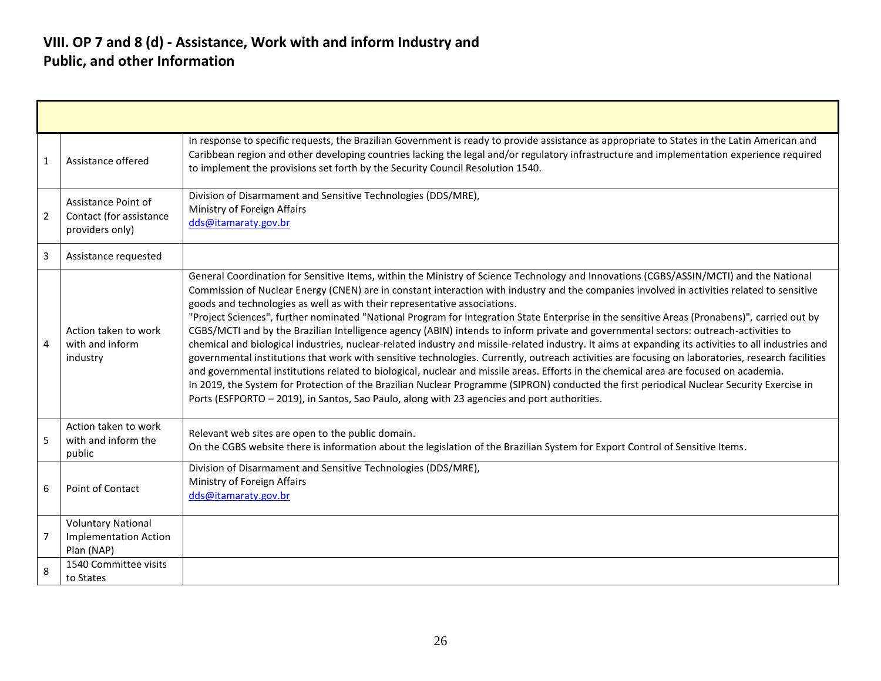## VIII. OP 7 and 8 (d) - Assistance, Work with and inform Industry and Public, and other Information

| | | |
|---|---|---|
| 1 | Assistance offered | In response to specific requests, the Brazilian Government is ready to provide assistance as appropriate to States in the Latin American and Caribbean region and other developing countries lacking the legal and/or regulatory infrastructure and implementation experience required to implement the provisions set forth by the Security Council Resolution 1540. |
| 2 | Assistance Point of Contact (for assistance providers only) | Division of Disarmament and Sensitive Technologies (DDS/MRE),<br>Ministry of Foreign Affairs<br>dds@itamaraty.gov.br |
| 3 | Assistance requested | |
| 4 | Action taken to work with and inform industry | General Coordination for Sensitive Items, within the Ministry of Science Technology and Innovations (CGBS/ASSIN/MCTI) and the National Commission of Nuclear Energy (CNEN) are in constant interaction with industry and the companies involved in activities related to sensitive goods and technologies as well as with their representative associations.<br>"Project Sciences", further nominated "National Program for Integration State Enterprise in the sensitive Areas (Pronabens)", carried out by CGBS/MCTI and by the Brazilian Intelligence agency (ABIN) intends to inform private and governmental sectors: outreach-activities to chemical and biological industries, nuclear-related industry and missile-related industry. It aims at expanding its activities to all industries and governmental institutions that work with sensitive technologies. Currently, outreach activities are focusing on laboratories, research facilities and governmental institutions related to biological, nuclear and missile areas. Efforts in the chemical area are focused on academia.<br>In 2019, the System for Protection of the Brazilian Nuclear Programme (SIPRON) conducted the first periodical Nuclear Security Exercise in Ports (ESFPORTO – 2019), in Santos, Sao Paulo, along with 23 agencies and port authorities. |
| 5 | Action taken to work with and inform the public | Relevant web sites are open to the public domain.<br>On the CGBS website there is information about the legislation of the Brazilian System for Export Control of Sensitive Items. |
| 6 | Point of Contact | Division of Disarmament and Sensitive Technologies (DDS/MRE),<br>Ministry of Foreign Affairs<br>dds@itamaraty.gov.br |
| 7 | Voluntary National Implementation Action Plan (NAP) | |
| 8 | 1540 Committee visits to States | |